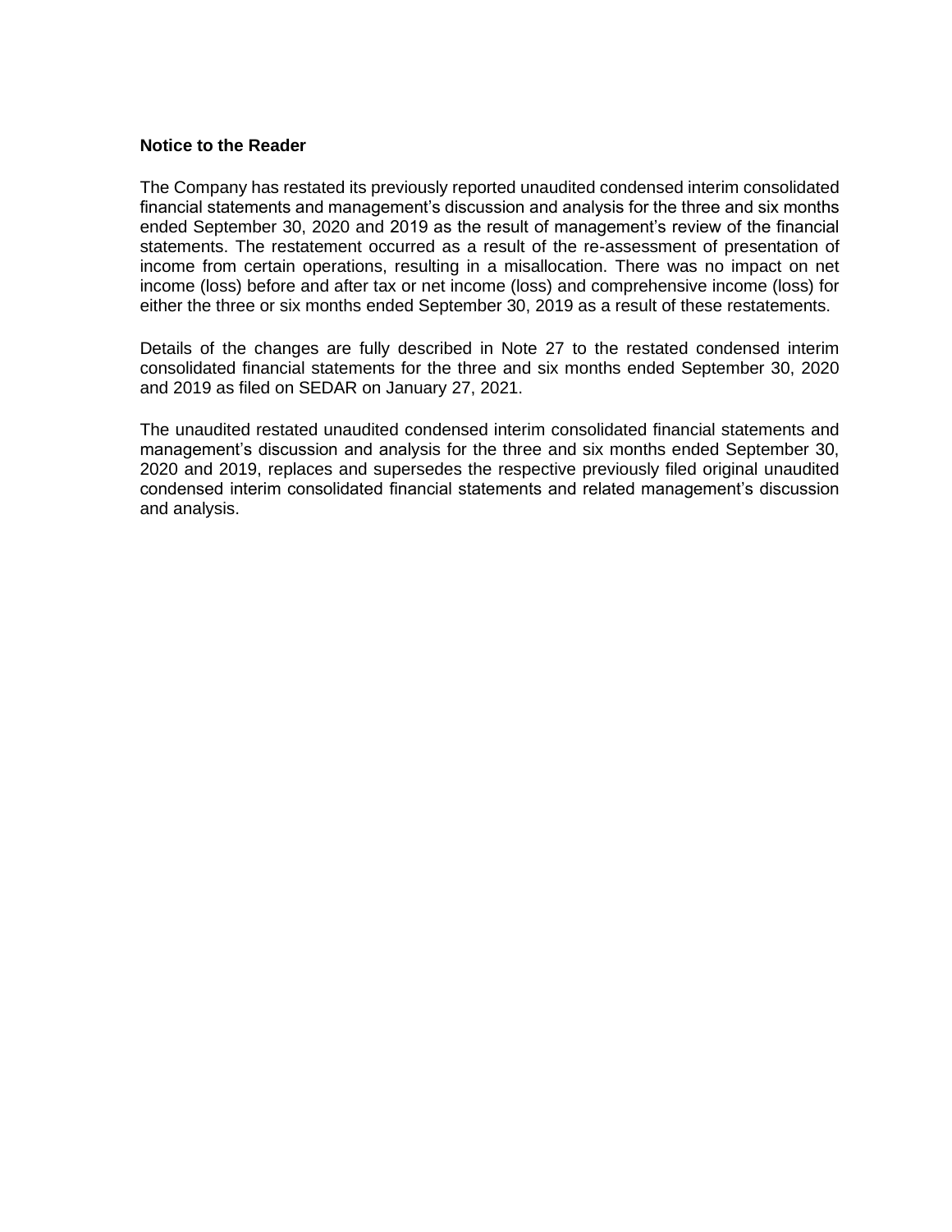**Notice to the Reader**

The Company has restated its previously reported unaudited condensed interim consolidated financial statements and management's discussion and analysis for the three and six months ended September 30, 2020 and 2019 as the result of management's review of the financial statements. The restatement occurred as a result of the re-assessment of presentation of income from certain operations, resulting in a misallocation. There was no impact on net income (loss) before and after tax or net income (loss) and comprehensive income (loss) for either the three or six months ended September 30, 2019 as a result of these restatements.

Details of the changes are fully described in Note 27 to the restated condensed interim consolidated financial statements for the three and six months ended September 30, 2020 and 2019 as filed on SEDAR on January 27, 2021.

The unaudited restated unaudited condensed interim consolidated financial statements and management's discussion and analysis for the three and six months ended September 30, 2020 and 2019, replaces and supersedes the respective previously filed original unaudited condensed interim consolidated financial statements and related management's discussion and analysis.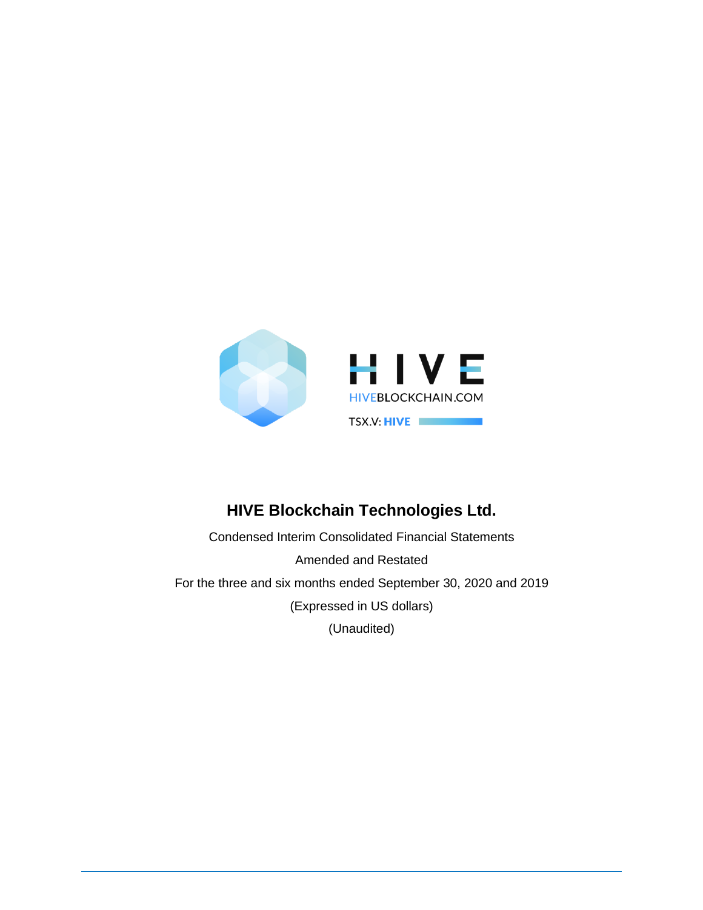HIVE

HIVEBLOCKCHAIN.COM

TSX.V: HIVE

# HIVE Blockchain Technologies Ltd.

Condensed Interim Consolidated Financial Statements

Amended and Restated

For the three and six months ended September 30, 2020 and 2019

(Expressed in US dollars)

(Unaudited)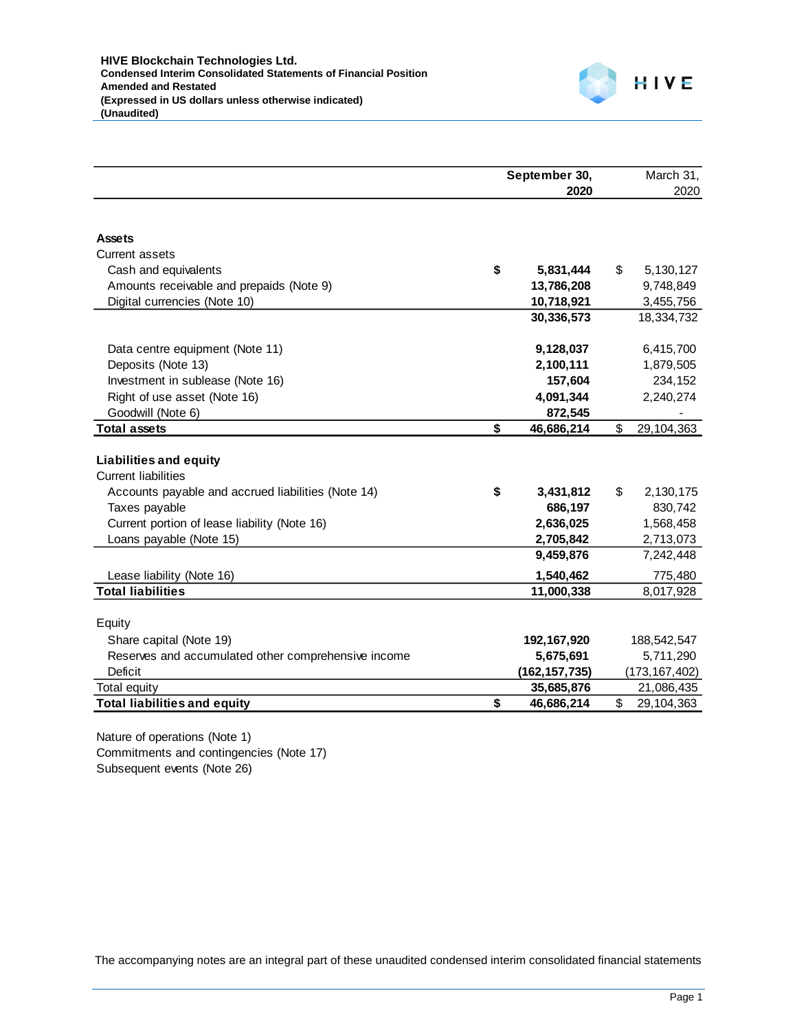**HIVE Blockchain Technologies Ltd.**
**Condensed Interim Consolidated Statements of Financial Position**
**Amended and Restated**
**(Expressed in US dollars unless otherwise indicated)**
**(Unaudited)**

| | **September 30, 2020** | March 31, 2020 |
|---|---|---|
| **Assets** | | |
| Current assets | | |
| Cash and equivalents | **$ 5,831,444** | $ 5,130,127 |
| Amounts receivable and prepaids (Note 9) | **13,786,208** | 9,748,849 |
| Digital currencies (Note 10) | **10,718,921** | 3,455,756 |
| | **30,336,573** | 18,334,732 |
| Data centre equipment (Note 11) | **9,128,037** | 6,415,700 |
| Deposits (Note 13) | **2,100,111** | 1,879,505 |
| Investment in sublease (Note 16) | **157,604** | 234,152 |
| Right of use asset (Note 16) | **4,091,344** | 2,240,274 |
| Goodwill (Note 6) | **872,545** | - |
| **Total assets** | **$ 46,686,214** | $ 29,104,363 |
| **Liabilities and equity** | | |
| Current liabilities | | |
| Accounts payable and accrued liabilities (Note 14) | **$ 3,431,812** | $ 2,130,175 |
| Taxes payable | **686,197** | 830,742 |
| Current portion of lease liability (Note 16) | **2,636,025** | 1,568,458 |
| Loans payable (Note 15) | **2,705,842** | 2,713,073 |
| | **9,459,876** | 7,242,448 |
| Lease liability (Note 16) | **1,540,462** | 775,480 |
| **Total liabilities** | **11,000,338** | 8,017,928 |
| Equity | | |
| Share capital (Note 19) | **192,167,920** | 188,542,547 |
| Reserves and accumulated other comprehensive income | **5,675,691** | 5,711,290 |
| Deficit | **(162,157,735)** | (173,167,402) |
| Total equity | **35,685,876** | 21,086,435 |
| **Total liabilities and equity** | **$ 46,686,214** | $ 29,104,363 |

Nature of operations (Note 1)
Commitments and contingencies (Note 17)
Subsequent events (Note 26)

The accompanying notes are an integral part of these unaudited condensed interim consolidated financial statements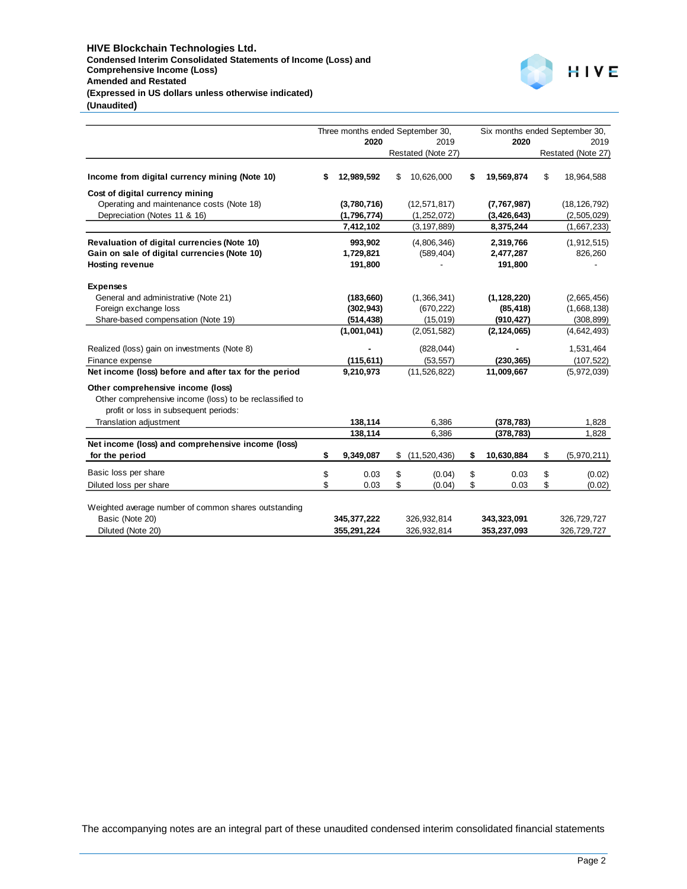**HIVE Blockchain Technologies Ltd.**
**Condensed Interim Consolidated Statements of Income (Loss) and Comprehensive Income (Loss)**
**Amended and Restated**
**(Expressed in US dollars unless otherwise indicated)**
**(Unaudited)**

| | Three months ended September 30, | | Six months ended September 30, | |
|---|---|---|---|---|
| | **2020** | 2019 | **2020** | 2019 |
| | | Restated (Note 27) | | Restated (Note 27) |
| **Income from digital currency mining (Note 10)** | **$ 12,989,592** | $ 10,626,000 | **$ 19,569,874** | $ 18,964,588 |
| **Cost of digital currency mining** | | | | |
| Operating and maintenance costs (Note 18) | **(3,780,716)** | (12,571,817) | **(7,767,987)** | (18,126,792) |
| Depreciation (Notes 11 & 16) | **(1,796,774)** | (1,252,072) | **(3,426,643)** | (2,505,029) |
| | **7,412,102** | (3,197,889) | **8,375,244** | (1,667,233) |
| **Revaluation of digital currencies (Note 10)** | **993,902** | (4,806,346) | **2,319,766** | (1,912,515) |
| **Gain on sale of digital currencies (Note 10)** | **1,729,821** | (589,404) | **2,477,287** | 826,260 |
| **Hosting revenue** | **191,800** | - | **191,800** | - |
| **Expenses** | | | | |
| General and administrative (Note 21) | **(183,660)** | (1,366,341) | **(1,128,220)** | (2,665,456) |
| Foreign exchange loss | **(302,943)** | (670,222) | **(85,418)** | (1,668,138) |
| Share-based compensation (Note 19) | **(514,438)** | (15,019) | **(910,427)** | (308,899) |
| | **(1,001,041)** | (2,051,582) | **(2,124,065)** | (4,642,493) |
| Realized (loss) gain on investments (Note 8) | **-** | (828,044) | **-** | 1,531,464 |
| Finance expense | **(115,611)** | (53,557) | **(230,365)** | (107,522) |
| **Net income (loss) before and after tax for the period** | **9,210,973** | (11,526,822) | **11,009,667** | (5,972,039) |
| **Other comprehensive income (loss)** | | | | |
| Other comprehensive income (loss) to be reclassified to profit or loss in subsequent periods: | | | | |
| Translation adjustment | **138,114** | 6,386 | **(378,783)** | 1,828 |
| | **138,114** | 6,386 | **(378,783)** | 1,828 |
| **Net income (loss) and comprehensive income (loss) for the period** | **$ 9,349,087** | $ (11,520,436) | **$ 10,630,884** | $ (5,970,211) |
| Basic loss per share | $ 0.03 | $ (0.04) | $ 0.03 | $ (0.02) |
| Diluted loss per share | $ 0.03 | $ (0.04) | $ 0.03 | $ (0.02) |
| Weighted average number of common shares outstanding | | | | |
| Basic (Note 20) | **345,377,222** | 326,932,814 | **343,323,091** | 326,729,727 |
| Diluted (Note 20) | **355,291,224** | 326,932,814 | **353,237,093** | 326,729,727 |

The accompanying notes are an integral part of these unaudited condensed interim consolidated financial statements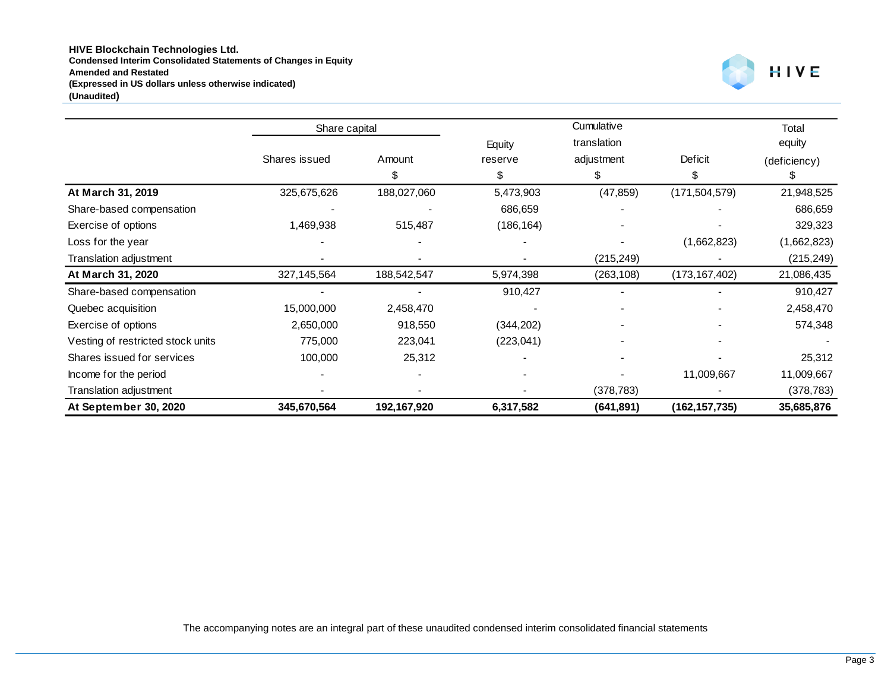**HIVE Blockchain Technologies Ltd.**
**Condensed Interim Consolidated Statements of Changes in Equity**
**Amended and Restated**
**(Expressed in US dollars unless otherwise indicated)**
**(Unaudited)**

| | Share capital | | | Cumulative | | Total |
|---|---|---|---|---|---|---|
| | | | Equity | translation | | equity |
| | Shares issued | Amount | reserve | adjustment | Deficit | (deficiency) |
| | | $ | $ | $ | $ | $ |
| **At March 31, 2019** | 325,675,626 | 188,027,060 | 5,473,903 | (47,859) | (171,504,579) | 21,948,525 |
| Share-based compensation | - | - | 686,659 | - | - | 686,659 |
| Exercise of options | 1,469,938 | 515,487 | (186,164) | - | - | 329,323 |
| Loss for the year | - | - | - | - | (1,662,823) | (1,662,823) |
| Translation adjustment | - | - | - | (215,249) | - | (215,249) |
| **At March 31, 2020** | 327,145,564 | 188,542,547 | 5,974,398 | (263,108) | (173,167,402) | 21,086,435 |
| Share-based compensation | - | - | 910,427 | - | - | 910,427 |
| Quebec acquisition | 15,000,000 | 2,458,470 | - | - | - | 2,458,470 |
| Exercise of options | 2,650,000 | 918,550 | (344,202) | - | - | 574,348 |
| Vesting of restricted stock units | 775,000 | 223,041 | (223,041) | - | - | - |
| Shares issued for services | 100,000 | 25,312 | - | - | - | 25,312 |
| Income for the period | - | - | - | - | 11,009,667 | 11,009,667 |
| Translation adjustment | - | - | - | (378,783) | - | (378,783) |
| **At September 30, 2020** | **345,670,564** | **192,167,920** | **6,317,582** | **(641,891)** | **(162,157,735)** | **35,685,876** |

The accompanying notes are an integral part of these unaudited condensed interim consolidated financial statements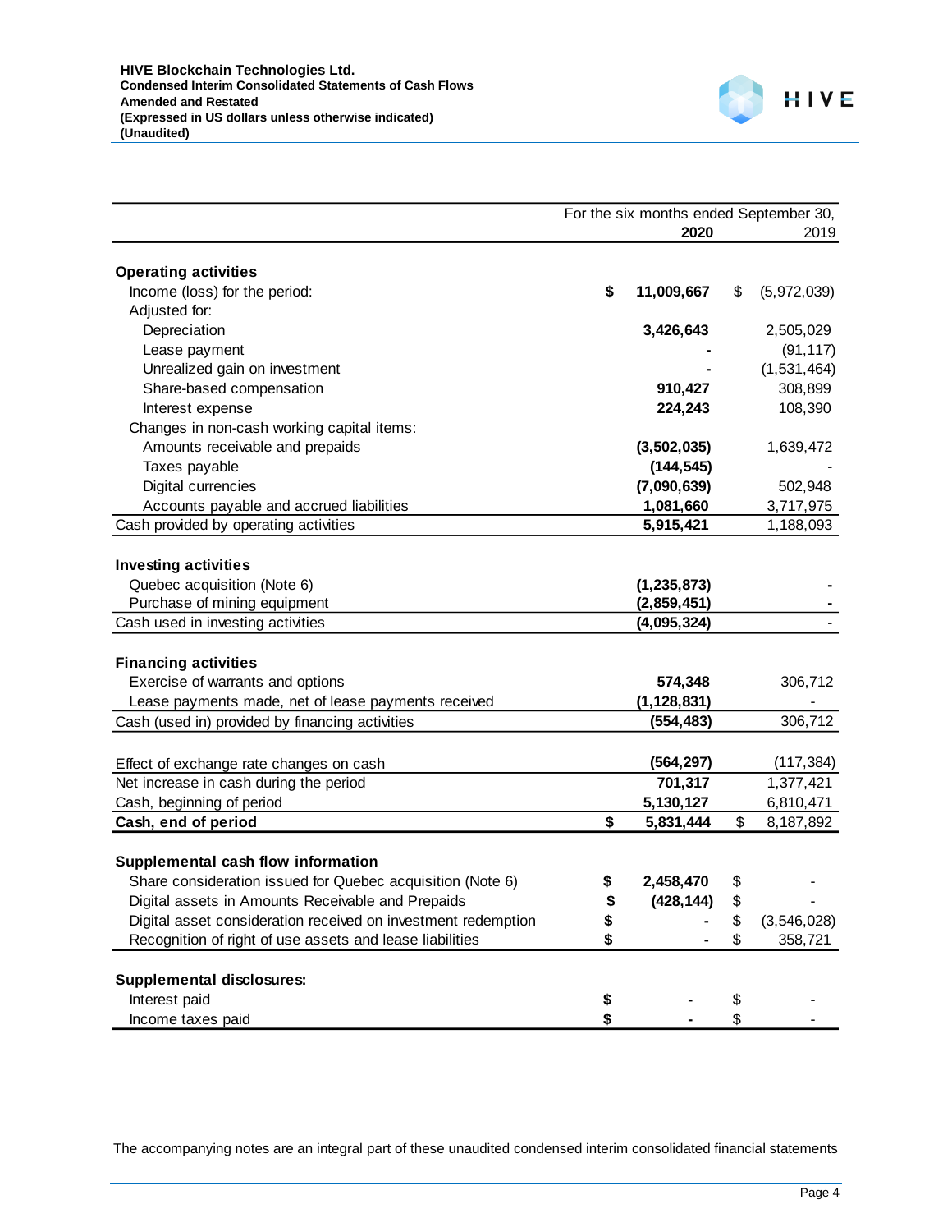**HIVE Blockchain Technologies Ltd.**
**Condensed Interim Consolidated Statements of Cash Flows**
**Amended and Restated**
**(Expressed in US dollars unless otherwise indicated)**
**(Unaudited)**

| | For the six months ended September 30, 2020 | 2019 |
|---|---|---|
| **Operating activities** | | |
| Income (loss) for the period: | **$ 11,009,667** | $ (5,972,039) |
| Adjusted for: | | |
| Depreciation | **3,426,643** | 2,505,029 |
| Lease payment | **-** | (91,117) |
| Unrealized gain on investment | **-** | (1,531,464) |
| Share-based compensation | **910,427** | 308,899 |
| Interest expense | **224,243** | 108,390 |
| Changes in non-cash working capital items: | | |
| Amounts receivable and prepaids | **(3,502,035)** | 1,639,472 |
| Taxes payable | **(144,545)** | - |
| Digital currencies | **(7,090,639)** | 502,948 |
| Accounts payable and accrued liabilities | **1,081,660** | 3,717,975 |
| Cash provided by operating activities | **5,915,421** | 1,188,093 |
| **Investing activities** | | |
| Quebec acquisition (Note 6) | **(1,235,873)** | - |
| Purchase of mining equipment | **(2,859,451)** | - |
| Cash used in investing activities | **(4,095,324)** | - |
| **Financing activities** | | |
| Exercise of warrants and options | **574,348** | 306,712 |
| Lease payments made, net of lease payments received | **(1,128,831)** | - |
| Cash (used in) provided by financing activities | **(554,483)** | 306,712 |
| Effect of exchange rate changes on cash | **(564,297)** | (117,384) |
| Net increase in cash during the period | **701,317** | 1,377,421 |
| Cash, beginning of period | **5,130,127** | 6,810,471 |
| **Cash, end of period** | **$ 5,831,444** | $ 8,187,892 |
| **Supplemental cash flow information** | | |
| Share consideration issued for Quebec acquisition (Note 6) | **$ 2,458,470** | $ - |
| Digital assets in Amounts Receivable and Prepaids | **$ (428,144)** | $ - |
| Digital asset consideration received on investment redemption | **$ -** | $ (3,546,028) |
| Recognition of right of use assets and lease liabilities | **$ -** | $ 358,721 |
| **Supplemental disclosures:** | | |
| Interest paid | **$ -** | $ - |
| Income taxes paid | **$ -** | $ - |

The accompanying notes are an integral part of these unaudited condensed interim consolidated financial statements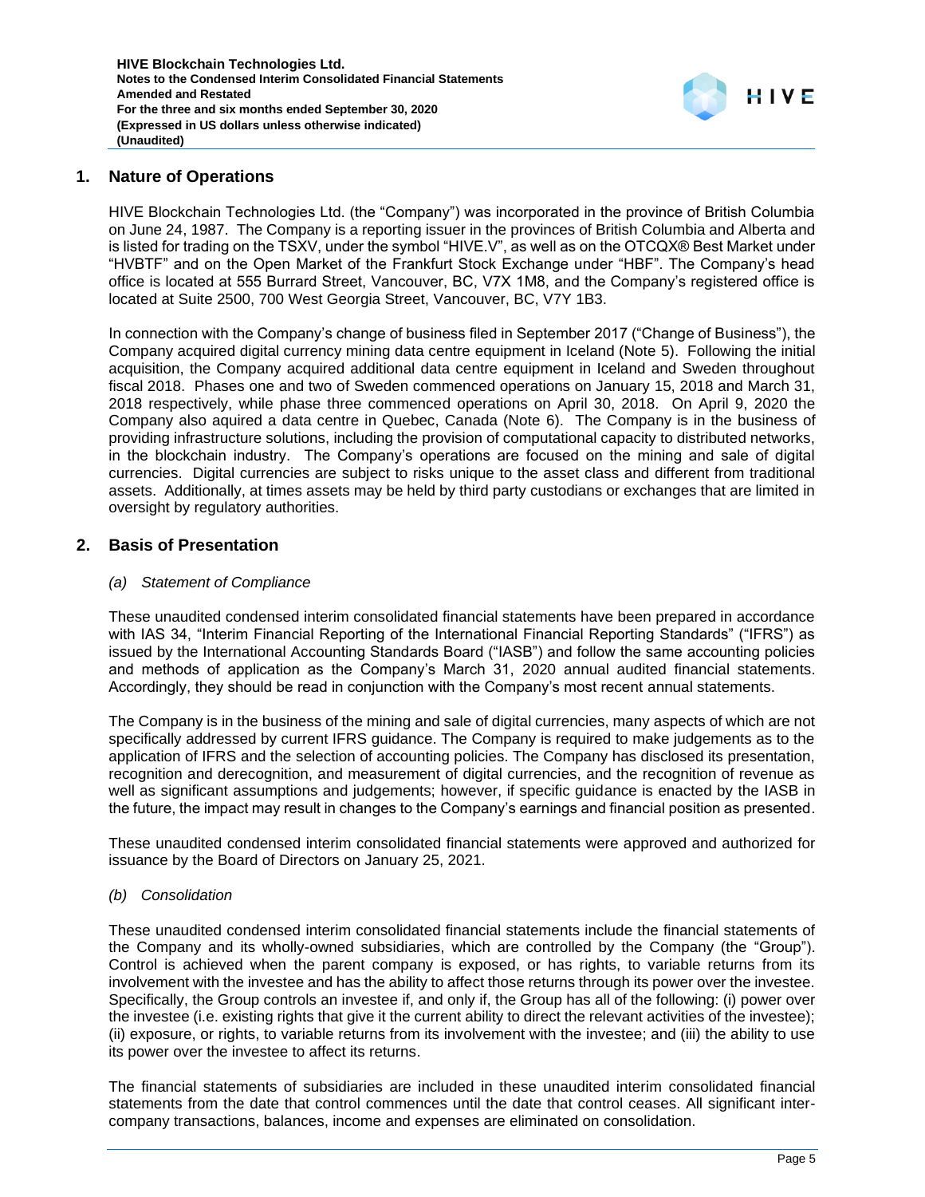## 1. Nature of Operations

HIVE Blockchain Technologies Ltd. (the "Company") was incorporated in the province of British Columbia on June 24, 1987. The Company is a reporting issuer in the provinces of British Columbia and Alberta and is listed for trading on the TSXV, under the symbol "HIVE.V", as well as on the OTCQX® Best Market under "HVBTF" and on the Open Market of the Frankfurt Stock Exchange under "HBF". The Company's head office is located at 555 Burrard Street, Vancouver, BC, V7X 1M8, and the Company's registered office is located at Suite 2500, 700 West Georgia Street, Vancouver, BC, V7Y 1B3.

In connection with the Company's change of business filed in September 2017 ("Change of Business"), the Company acquired digital currency mining data centre equipment in Iceland (Note 5). Following the initial acquisition, the Company acquired additional data centre equipment in Iceland and Sweden throughout fiscal 2018. Phases one and two of Sweden commenced operations on January 15, 2018 and March 31, 2018 respectively, while phase three commenced operations on April 30, 2018. On April 9, 2020 the Company also aquired a data centre in Quebec, Canada (Note 6). The Company is in the business of providing infrastructure solutions, including the provision of computational capacity to distributed networks, in the blockchain industry. The Company's operations are focused on the mining and sale of digital currencies. Digital currencies are subject to risks unique to the asset class and different from traditional assets. Additionally, at times assets may be held by third party custodians or exchanges that are limited in oversight by regulatory authorities.

## 2. Basis of Presentation

### *(a) Statement of Compliance*

These unaudited condensed interim consolidated financial statements have been prepared in accordance with IAS 34, "Interim Financial Reporting of the International Financial Reporting Standards" ("IFRS") as issued by the International Accounting Standards Board ("IASB") and follow the same accounting policies and methods of application as the Company's March 31, 2020 annual audited financial statements. Accordingly, they should be read in conjunction with the Company's most recent annual statements.

The Company is in the business of the mining and sale of digital currencies, many aspects of which are not specifically addressed by current IFRS guidance. The Company is required to make judgements as to the application of IFRS and the selection of accounting policies. The Company has disclosed its presentation, recognition and derecognition, and measurement of digital currencies, and the recognition of revenue as well as significant assumptions and judgements; however, if specific guidance is enacted by the IASB in the future, the impact may result in changes to the Company's earnings and financial position as presented.

These unaudited condensed interim consolidated financial statements were approved and authorized for issuance by the Board of Directors on January 25, 2021.

### *(b) Consolidation*

These unaudited condensed interim consolidated financial statements include the financial statements of the Company and its wholly-owned subsidiaries, which are controlled by the Company (the "Group"). Control is achieved when the parent company is exposed, or has rights, to variable returns from its involvement with the investee and has the ability to affect those returns through its power over the investee. Specifically, the Group controls an investee if, and only if, the Group has all of the following: (i) power over the investee (i.e. existing rights that give it the current ability to direct the relevant activities of the investee); (ii) exposure, or rights, to variable returns from its involvement with the investee; and (iii) the ability to use its power over the investee to affect its returns.

The financial statements of subsidiaries are included in these unaudited interim consolidated financial statements from the date that control commences until the date that control ceases. All significant inter-company transactions, balances, income and expenses are eliminated on consolidation.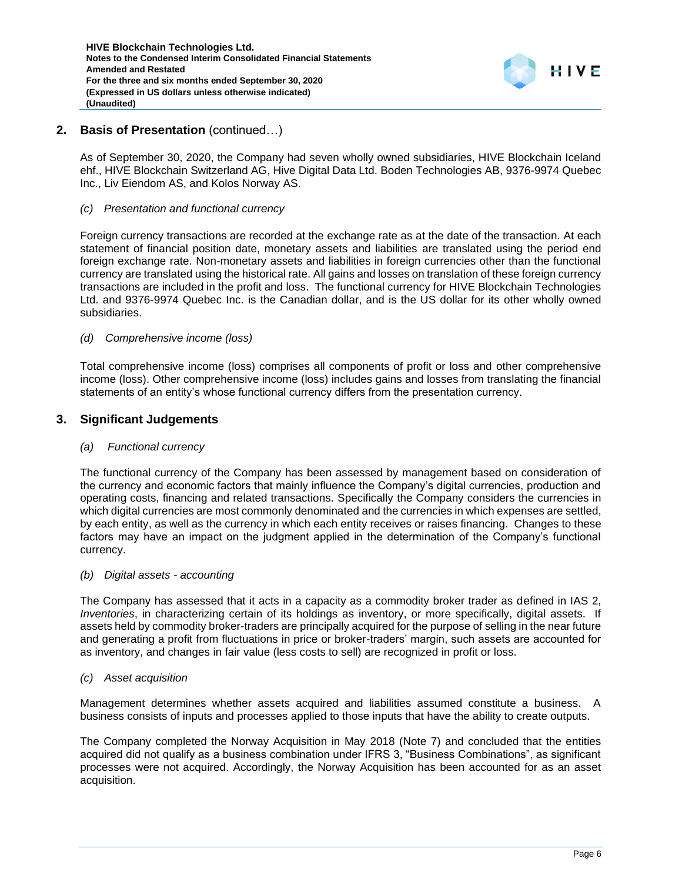## 2. Basis of Presentation (continued…)

As of September 30, 2020, the Company had seven wholly owned subsidiaries, HIVE Blockchain Iceland ehf., HIVE Blockchain Switzerland AG, Hive Digital Data Ltd. Boden Technologies AB, 9376-9974 Quebec Inc., Liv Eiendom AS, and Kolos Norway AS.

*(c) Presentation and functional currency*

Foreign currency transactions are recorded at the exchange rate as at the date of the transaction. At each statement of financial position date, monetary assets and liabilities are translated using the period end foreign exchange rate. Non-monetary assets and liabilities in foreign currencies other than the functional currency are translated using the historical rate. All gains and losses on translation of these foreign currency transactions are included in the profit and loss. The functional currency for HIVE Blockchain Technologies Ltd. and 9376-9974 Quebec Inc. is the Canadian dollar, and is the US dollar for its other wholly owned subsidiaries.

*(d) Comprehensive income (loss)*

Total comprehensive income (loss) comprises all components of profit or loss and other comprehensive income (loss). Other comprehensive income (loss) includes gains and losses from translating the financial statements of an entity's whose functional currency differs from the presentation currency.

## 3. Significant Judgements

*(a) Functional currency*

The functional currency of the Company has been assessed by management based on consideration of the currency and economic factors that mainly influence the Company's digital currencies, production and operating costs, financing and related transactions. Specifically the Company considers the currencies in which digital currencies are most commonly denominated and the currencies in which expenses are settled, by each entity, as well as the currency in which each entity receives or raises financing. Changes to these factors may have an impact on the judgment applied in the determination of the Company's functional currency.

*(b) Digital assets - accounting*

The Company has assessed that it acts in a capacity as a commodity broker trader as defined in IAS 2, *Inventories*, in characterizing certain of its holdings as inventory, or more specifically, digital assets. If assets held by commodity broker-traders are principally acquired for the purpose of selling in the near future and generating a profit from fluctuations in price or broker-traders' margin, such assets are accounted for as inventory, and changes in fair value (less costs to sell) are recognized in profit or loss.

*(c) Asset acquisition*

Management determines whether assets acquired and liabilities assumed constitute a business. A business consists of inputs and processes applied to those inputs that have the ability to create outputs.

The Company completed the Norway Acquisition in May 2018 (Note 7) and concluded that the entities acquired did not qualify as a business combination under IFRS 3, "Business Combinations", as significant processes were not acquired. Accordingly, the Norway Acquisition has been accounted for as an asset acquisition.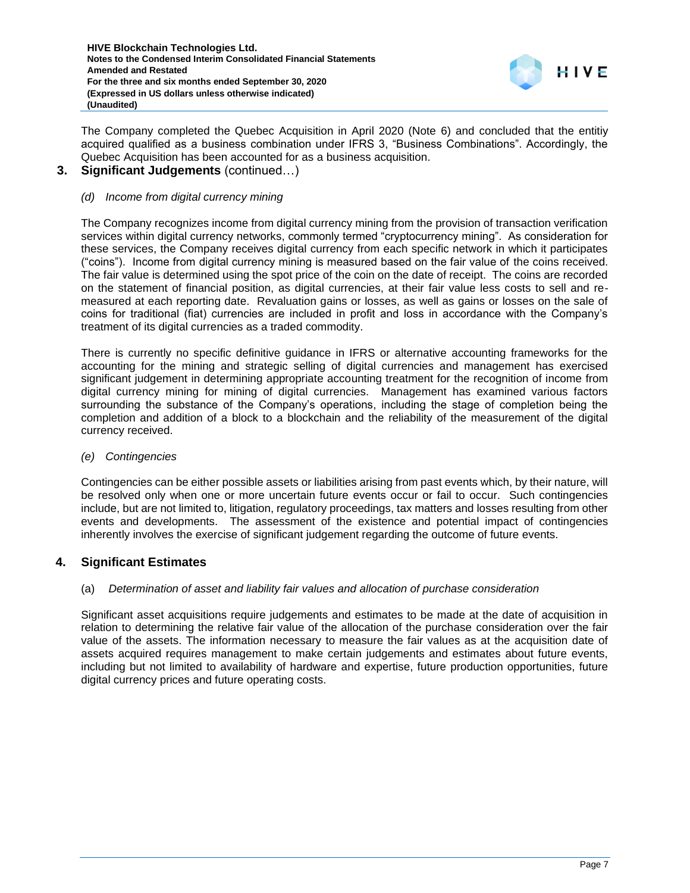The Company completed the Quebec Acquisition in April 2020 (Note 6) and concluded that the entitiy acquired qualified as a business combination under IFRS 3, "Business Combinations". Accordingly, the Quebec Acquisition has been accounted for as a business acquisition.

## 3. Significant Judgements (continued…)

*(d) Income from digital currency mining*

The Company recognizes income from digital currency mining from the provision of transaction verification services within digital currency networks, commonly termed "cryptocurrency mining". As consideration for these services, the Company receives digital currency from each specific network in which it participates ("coins"). Income from digital currency mining is measured based on the fair value of the coins received. The fair value is determined using the spot price of the coin on the date of receipt. The coins are recorded on the statement of financial position, as digital currencies, at their fair value less costs to sell and re-measured at each reporting date. Revaluation gains or losses, as well as gains or losses on the sale of coins for traditional (fiat) currencies are included in profit and loss in accordance with the Company's treatment of its digital currencies as a traded commodity.

There is currently no specific definitive guidance in IFRS or alternative accounting frameworks for the accounting for the mining and strategic selling of digital currencies and management has exercised significant judgement in determining appropriate accounting treatment for the recognition of income from digital currency mining for mining of digital currencies. Management has examined various factors surrounding the substance of the Company's operations, including the stage of completion being the completion and addition of a block to a blockchain and the reliability of the measurement of the digital currency received.

*(e) Contingencies*

Contingencies can be either possible assets or liabilities arising from past events which, by their nature, will be resolved only when one or more uncertain future events occur or fail to occur. Such contingencies include, but are not limited to, litigation, regulatory proceedings, tax matters and losses resulting from other events and developments. The assessment of the existence and potential impact of contingencies inherently involves the exercise of significant judgement regarding the outcome of future events.

## 4. Significant Estimates

(a) *Determination of asset and liability fair values and allocation of purchase consideration*

Significant asset acquisitions require judgements and estimates to be made at the date of acquisition in relation to determining the relative fair value of the allocation of the purchase consideration over the fair value of the assets. The information necessary to measure the fair values as at the acquisition date of assets acquired requires management to make certain judgements and estimates about future events, including but not limited to availability of hardware and expertise, future production opportunities, future digital currency prices and future operating costs.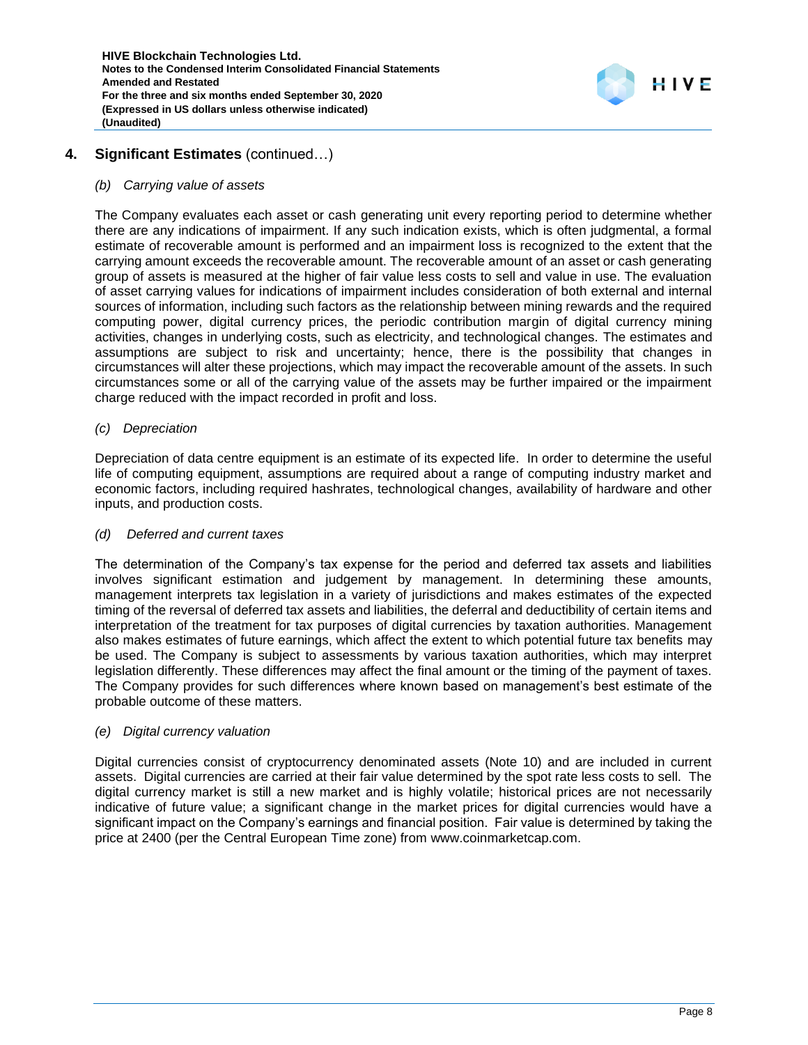## 4. Significant Estimates (continued…)

### *(b) Carrying value of assets*

The Company evaluates each asset or cash generating unit every reporting period to determine whether there are any indications of impairment. If any such indication exists, which is often judgmental, a formal estimate of recoverable amount is performed and an impairment loss is recognized to the extent that the carrying amount exceeds the recoverable amount. The recoverable amount of an asset or cash generating group of assets is measured at the higher of fair value less costs to sell and value in use. The evaluation of asset carrying values for indications of impairment includes consideration of both external and internal sources of information, including such factors as the relationship between mining rewards and the required computing power, digital currency prices, the periodic contribution margin of digital currency mining activities, changes in underlying costs, such as electricity, and technological changes. The estimates and assumptions are subject to risk and uncertainty; hence, there is the possibility that changes in circumstances will alter these projections, which may impact the recoverable amount of the assets. In such circumstances some or all of the carrying value of the assets may be further impaired or the impairment charge reduced with the impact recorded in profit and loss.

### *(c) Depreciation*

Depreciation of data centre equipment is an estimate of its expected life. In order to determine the useful life of computing equipment, assumptions are required about a range of computing industry market and economic factors, including required hashrates, technological changes, availability of hardware and other inputs, and production costs.

### *(d) Deferred and current taxes*

The determination of the Company's tax expense for the period and deferred tax assets and liabilities involves significant estimation and judgement by management. In determining these amounts, management interprets tax legislation in a variety of jurisdictions and makes estimates of the expected timing of the reversal of deferred tax assets and liabilities, the deferral and deductibility of certain items and interpretation of the treatment for tax purposes of digital currencies by taxation authorities. Management also makes estimates of future earnings, which affect the extent to which potential future tax benefits may be used. The Company is subject to assessments by various taxation authorities, which may interpret legislation differently. These differences may affect the final amount or the timing of the payment of taxes. The Company provides for such differences where known based on management's best estimate of the probable outcome of these matters.

### *(e) Digital currency valuation*

Digital currencies consist of cryptocurrency denominated assets (Note 10) and are included in current assets. Digital currencies are carried at their fair value determined by the spot rate less costs to sell. The digital currency market is still a new market and is highly volatile; historical prices are not necessarily indicative of future value; a significant change in the market prices for digital currencies would have a significant impact on the Company's earnings and financial position. Fair value is determined by taking the price at 2400 (per the Central European Time zone) from www.coinmarketcap.com.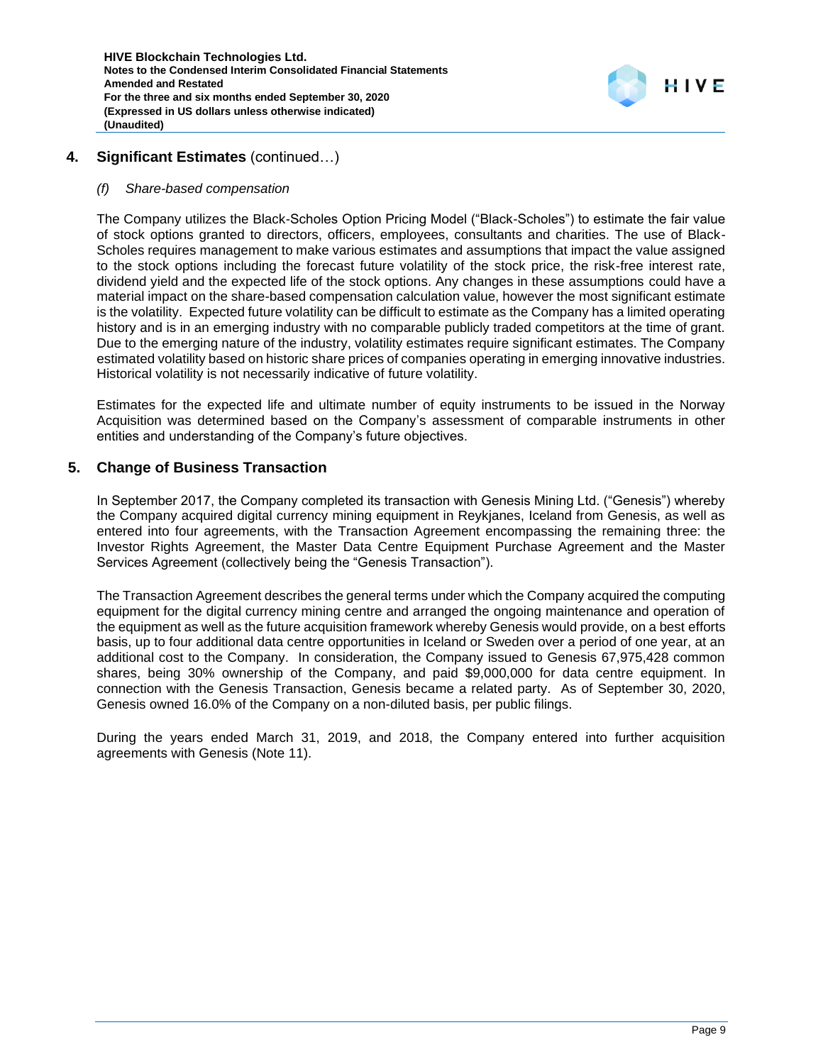## 4. Significant Estimates (continued…)

*(f) Share-based compensation*

The Company utilizes the Black-Scholes Option Pricing Model ("Black-Scholes") to estimate the fair value of stock options granted to directors, officers, employees, consultants and charities. The use of Black-Scholes requires management to make various estimates and assumptions that impact the value assigned to the stock options including the forecast future volatility of the stock price, the risk-free interest rate, dividend yield and the expected life of the stock options. Any changes in these assumptions could have a material impact on the share-based compensation calculation value, however the most significant estimate is the volatility. Expected future volatility can be difficult to estimate as the Company has a limited operating history and is in an emerging industry with no comparable publicly traded competitors at the time of grant. Due to the emerging nature of the industry, volatility estimates require significant estimates. The Company estimated volatility based on historic share prices of companies operating in emerging innovative industries. Historical volatility is not necessarily indicative of future volatility.

Estimates for the expected life and ultimate number of equity instruments to be issued in the Norway Acquisition was determined based on the Company's assessment of comparable instruments in other entities and understanding of the Company's future objectives.

## 5. Change of Business Transaction

In September 2017, the Company completed its transaction with Genesis Mining Ltd. ("Genesis") whereby the Company acquired digital currency mining equipment in Reykjanes, Iceland from Genesis, as well as entered into four agreements, with the Transaction Agreement encompassing the remaining three: the Investor Rights Agreement, the Master Data Centre Equipment Purchase Agreement and the Master Services Agreement (collectively being the "Genesis Transaction").

The Transaction Agreement describes the general terms under which the Company acquired the computing equipment for the digital currency mining centre and arranged the ongoing maintenance and operation of the equipment as well as the future acquisition framework whereby Genesis would provide, on a best efforts basis, up to four additional data centre opportunities in Iceland or Sweden over a period of one year, at an additional cost to the Company. In consideration, the Company issued to Genesis 67,975,428 common shares, being 30% ownership of the Company, and paid $9,000,000 for data centre equipment. In connection with the Genesis Transaction, Genesis became a related party. As of September 30, 2020, Genesis owned 16.0% of the Company on a non-diluted basis, per public filings.

During the years ended March 31, 2019, and 2018, the Company entered into further acquisition agreements with Genesis (Note 11).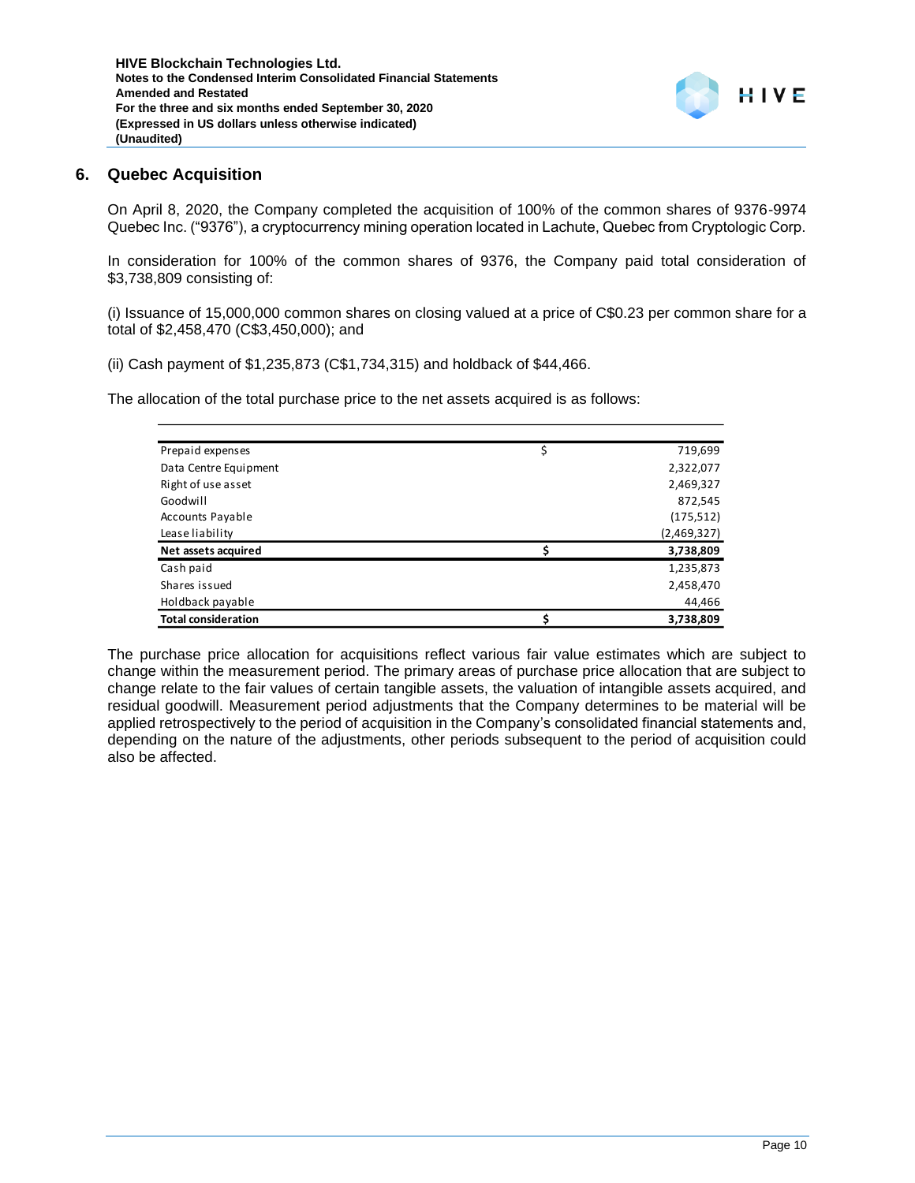## 6. Quebec Acquisition

On April 8, 2020, the Company completed the acquisition of 100% of the common shares of 9376-9974 Quebec Inc. ("9376"), a cryptocurrency mining operation located in Lachute, Quebec from Cryptologic Corp.

In consideration for 100% of the common shares of 9376, the Company paid total consideration of $3,738,809 consisting of:

(i) Issuance of 15,000,000 common shares on closing valued at a price of C$0.23 per common share for a total of $2,458,470 (C$3,450,000); and

(ii) Cash payment of $1,235,873 (C$1,734,315) and holdback of $44,466.

The allocation of the total purchase price to the net assets acquired is as follows:

| | | |
|---|---|---|
| Prepaid expenses | $ | 719,699 |
| Data Centre Equipment | | 2,322,077 |
| Right of use asset | | 2,469,327 |
| Goodwill | | 872,545 |
| Accounts Payable | | (175,512) |
| Lease liability | | (2,469,327) |
| **Net assets acquired** | **$** | **3,738,809** |
| Cash paid | | 1,235,873 |
| Shares issued | | 2,458,470 |
| Holdback payable | | 44,466 |
| **Total consideration** | **$** | **3,738,809** |

The purchase price allocation for acquisitions reflect various fair value estimates which are subject to change within the measurement period. The primary areas of purchase price allocation that are subject to change relate to the fair values of certain tangible assets, the valuation of intangible assets acquired, and residual goodwill. Measurement period adjustments that the Company determines to be material will be applied retrospectively to the period of acquisition in the Company's consolidated financial statements and, depending on the nature of the adjustments, other periods subsequent to the period of acquisition could also be affected.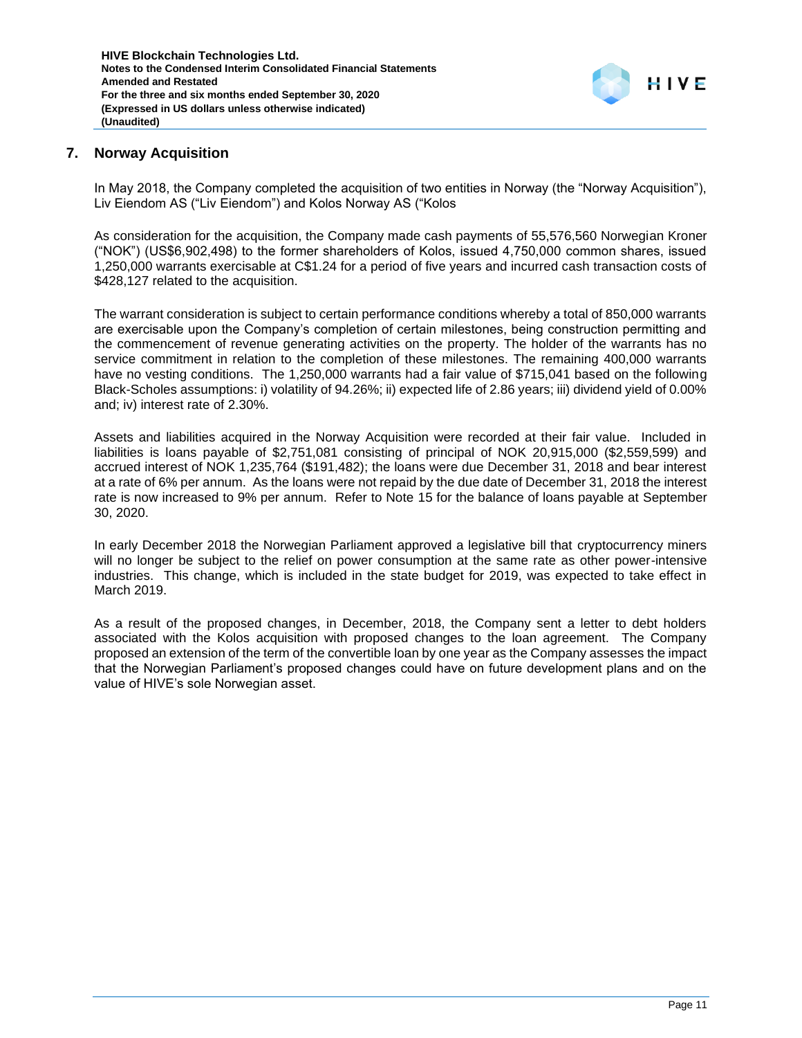## 7. Norway Acquisition

In May 2018, the Company completed the acquisition of two entities in Norway (the "Norway Acquisition"), Liv Eiendom AS ("Liv Eiendom") and Kolos Norway AS ("Kolos

As consideration for the acquisition, the Company made cash payments of 55,576,560 Norwegian Kroner ("NOK") (US$6,902,498) to the former shareholders of Kolos, issued 4,750,000 common shares, issued 1,250,000 warrants exercisable at C$1.24 for a period of five years and incurred cash transaction costs of $428,127 related to the acquisition.

The warrant consideration is subject to certain performance conditions whereby a total of 850,000 warrants are exercisable upon the Company's completion of certain milestones, being construction permitting and the commencement of revenue generating activities on the property. The holder of the warrants has no service commitment in relation to the completion of these milestones. The remaining 400,000 warrants have no vesting conditions. The 1,250,000 warrants had a fair value of $715,041 based on the following Black-Scholes assumptions: i) volatility of 94.26%; ii) expected life of 2.86 years; iii) dividend yield of 0.00% and; iv) interest rate of 2.30%.

Assets and liabilities acquired in the Norway Acquisition were recorded at their fair value. Included in liabilities is loans payable of $2,751,081 consisting of principal of NOK 20,915,000 ($2,559,599) and accrued interest of NOK 1,235,764 ($191,482); the loans were due December 31, 2018 and bear interest at a rate of 6% per annum. As the loans were not repaid by the due date of December 31, 2018 the interest rate is now increased to 9% per annum. Refer to Note 15 for the balance of loans payable at September 30, 2020.

In early December 2018 the Norwegian Parliament approved a legislative bill that cryptocurrency miners will no longer be subject to the relief on power consumption at the same rate as other power-intensive industries. This change, which is included in the state budget for 2019, was expected to take effect in March 2019.

As a result of the proposed changes, in December, 2018, the Company sent a letter to debt holders associated with the Kolos acquisition with proposed changes to the loan agreement. The Company proposed an extension of the term of the convertible loan by one year as the Company assesses the impact that the Norwegian Parliament's proposed changes could have on future development plans and on the value of HIVE's sole Norwegian asset.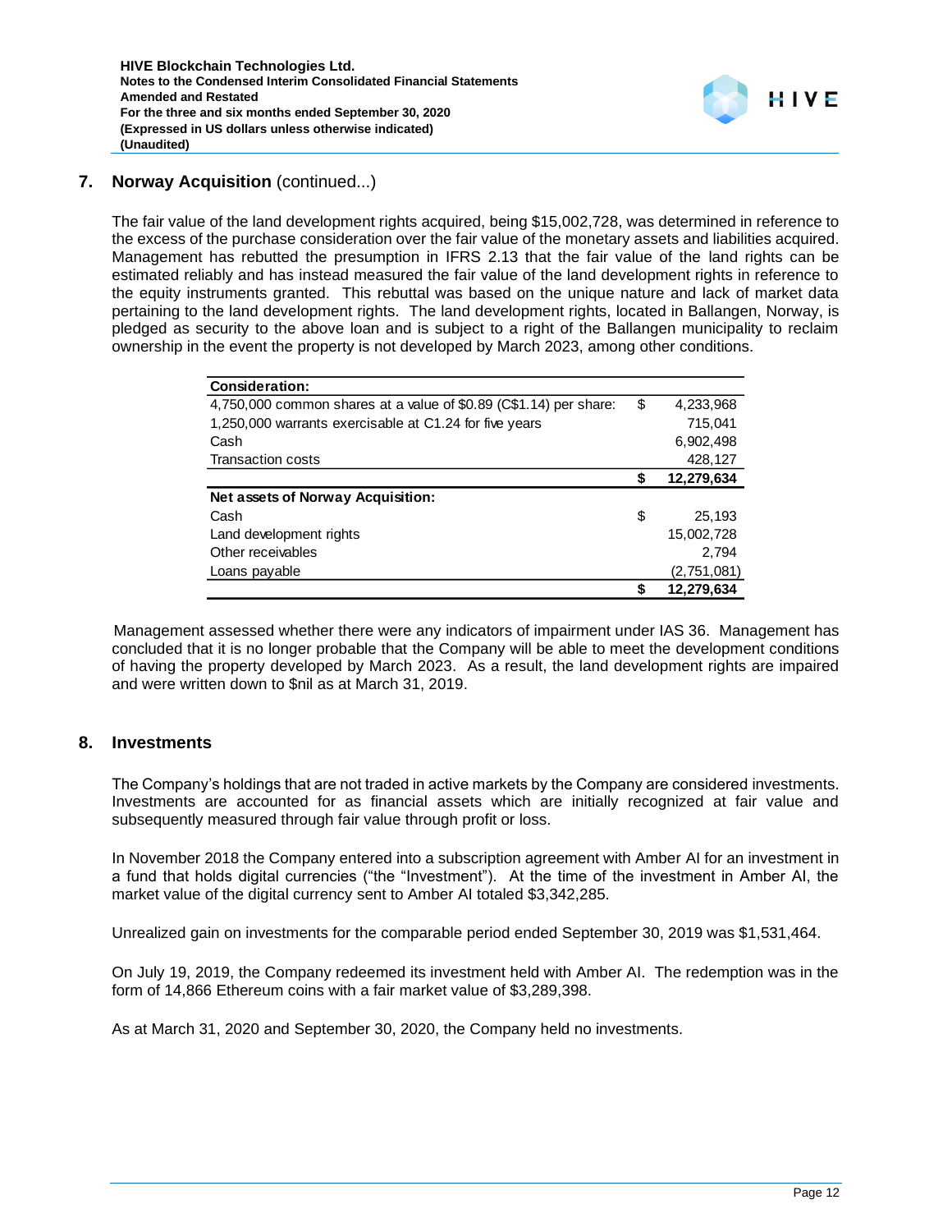## 7. Norway Acquisition (continued...)

The fair value of the land development rights acquired, being $15,002,728, was determined in reference to the excess of the purchase consideration over the fair value of the monetary assets and liabilities acquired. Management has rebutted the presumption in IFRS 2.13 that the fair value of the land rights can be estimated reliably and has instead measured the fair value of the land development rights in reference to the equity instruments granted. This rebuttal was based on the unique nature and lack of market data pertaining to the land development rights. The land development rights, located in Ballangen, Norway, is pledged as security to the above loan and is subject to a right of the Ballangen municipality to reclaim ownership in the event the property is not developed by March 2023, among other conditions.

| **Consideration:** | | |
|---|---|---|
| 4,750,000 common shares at a value of $0.89 (C$1.14) per share: | $ | 4,233,968 |
| 1,250,000 warrants exercisable at C1.24 for five years | | 715,041 |
| Cash | | 6,902,498 |
| Transaction costs | | 428,127 |
| | **$** | **12,279,634** |
| **Net assets of Norway Acquisition:** | | |
| Cash | $ | 25,193 |
| Land development rights | | 15,002,728 |
| Other receivables | | 2,794 |
| Loans payable | | (2,751,081) |
| | **$** | **12,279,634** |

Management assessed whether there were any indicators of impairment under IAS 36. Management has concluded that it is no longer probable that the Company will be able to meet the development conditions of having the property developed by March 2023. As a result, the land development rights are impaired and were written down to $nil as at March 31, 2019.

## 8. Investments

The Company's holdings that are not traded in active markets by the Company are considered investments. Investments are accounted for as financial assets which are initially recognized at fair value and subsequently measured through fair value through profit or loss.

In November 2018 the Company entered into a subscription agreement with Amber AI for an investment in a fund that holds digital currencies ("the "Investment"). At the time of the investment in Amber AI, the market value of the digital currency sent to Amber AI totaled $3,342,285.

Unrealized gain on investments for the comparable period ended September 30, 2019 was $1,531,464.

On July 19, 2019, the Company redeemed its investment held with Amber AI. The redemption was in the form of 14,866 Ethereum coins with a fair market value of $3,289,398.

As at March 31, 2020 and September 30, 2020, the Company held no investments.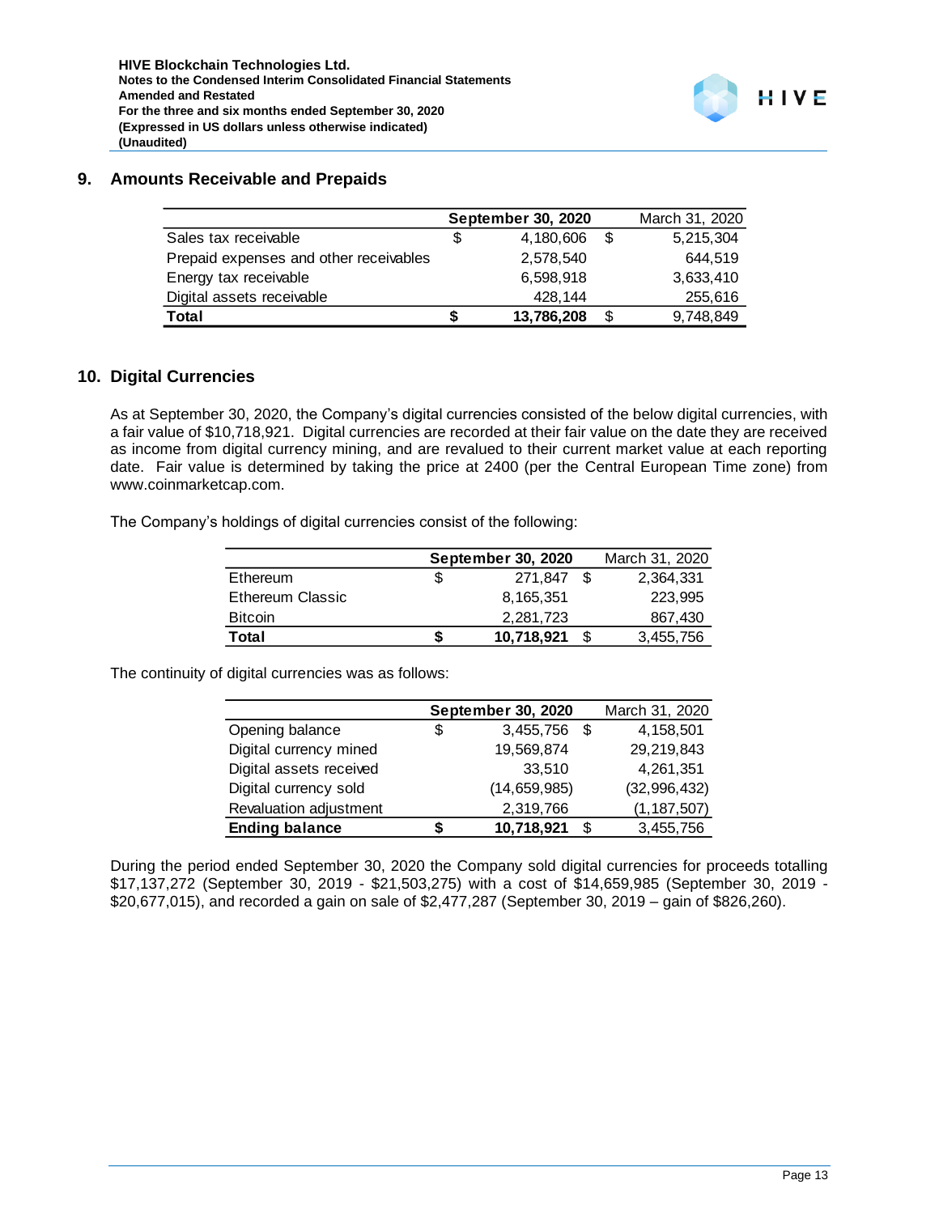## 9. Amounts Receivable and Prepaids

| | September 30, 2020 | March 31, 2020 |
|---|---|---|
| Sales tax receivable | $ 4,180,606 | $ 5,215,304 |
| Prepaid expenses and other receivables | 2,578,540 | 644,519 |
| Energy tax receivable | 6,598,918 | 3,633,410 |
| Digital assets receivable | 428,144 | 255,616 |
| **Total** | **$ 13,786,208** | $ 9,748,849 |

## 10. Digital Currencies

As at September 30, 2020, the Company's digital currencies consisted of the below digital currencies, with a fair value of $10,718,921. Digital currencies are recorded at their fair value on the date they are received as income from digital currency mining, and are revalued to their current market value at each reporting date. Fair value is determined by taking the price at 2400 (per the Central European Time zone) from www.coinmarketcap.com.

The Company's holdings of digital currencies consist of the following:

| | September 30, 2020 | March 31, 2020 |
|---|---|---|
| Ethereum | $ 271,847 | $ 2,364,331 |
| Ethereum Classic | 8,165,351 | 223,995 |
| Bitcoin | 2,281,723 | 867,430 |
| **Total** | **$ 10,718,921** | $ 3,455,756 |

The continuity of digital currencies was as follows:

| | September 30, 2020 | March 31, 2020 |
|---|---|---|
| Opening balance | $ 3,455,756 | $ 4,158,501 |
| Digital currency mined | 19,569,874 | 29,219,843 |
| Digital assets received | 33,510 | 4,261,351 |
| Digital currency sold | (14,659,985) | (32,996,432) |
| Revaluation adjustment | 2,319,766 | (1,187,507) |
| **Ending balance** | **$ 10,718,921** | $ 3,455,756 |

During the period ended September 30, 2020 the Company sold digital currencies for proceeds totalling $17,137,272 (September 30, 2019 - $21,503,275) with a cost of $14,659,985 (September 30, 2019 - $20,677,015), and recorded a gain on sale of $2,477,287 (September 30, 2019 – gain of $826,260).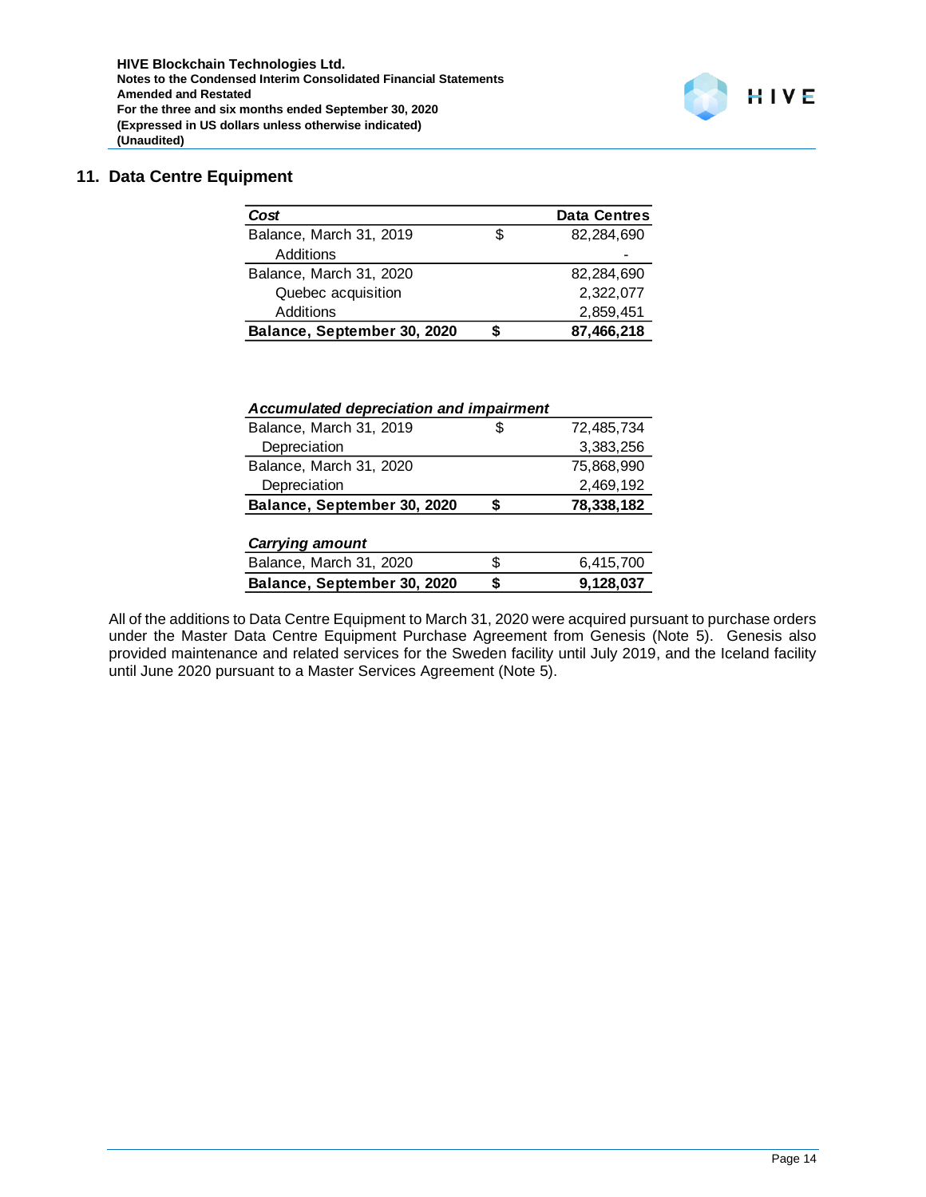## 11. Data Centre Equipment

| *Cost* | | Data Centres |
|---|---|---|
| Balance, March 31, 2019 | $ | 82,284,690 |
| Additions | | - |
| Balance, March 31, 2020 | | 82,284,690 |
| Quebec acquisition | | 2,322,077 |
| Additions | | 2,859,451 |
| **Balance, September 30, 2020** | **$** | **87,466,218** |

| *Accumulated depreciation and impairment* | | |
|---|---|---|
| Balance, March 31, 2019 | $ | 72,485,734 |
| Depreciation | | 3,383,256 |
| Balance, March 31, 2020 | | 75,868,990 |
| Depreciation | | 2,469,192 |
| **Balance, September 30, 2020** | **$** | **78,338,182** |

| *Carrying amount* | | |
|---|---|---|
| Balance, March 31, 2020 | $ | 6,415,700 |
| **Balance, September 30, 2020** | **$** | **9,128,037** |

All of the additions to Data Centre Equipment to March 31, 2020 were acquired pursuant to purchase orders under the Master Data Centre Equipment Purchase Agreement from Genesis (Note 5). Genesis also provided maintenance and related services for the Sweden facility until July 2019, and the Iceland facility until June 2020 pursuant to a Master Services Agreement (Note 5).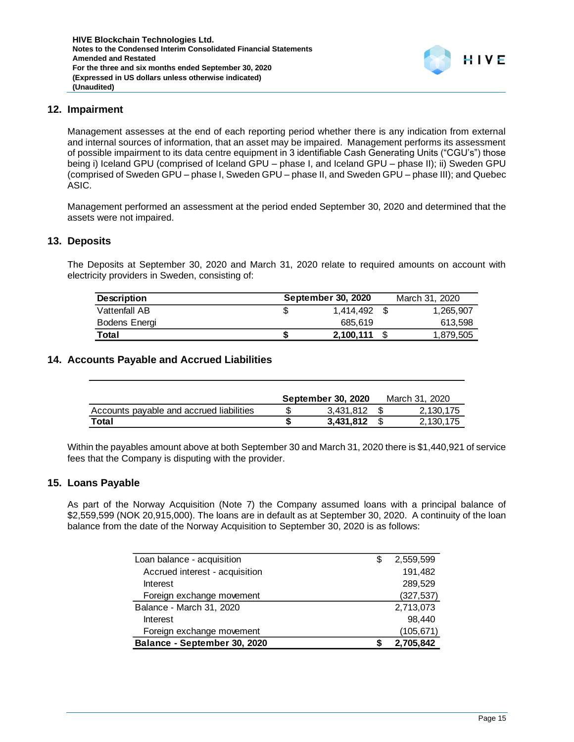## 12. Impairment

Management assesses at the end of each reporting period whether there is any indication from external and internal sources of information, that an asset may be impaired. Management performs its assessment of possible impairment to its data centre equipment in 3 identifiable Cash Generating Units ("CGU's") those being i) Iceland GPU (comprised of Iceland GPU – phase I, and Iceland GPU – phase II); ii) Sweden GPU (comprised of Sweden GPU – phase I, Sweden GPU – phase II, and Sweden GPU – phase III); and Quebec ASIC.

Management performed an assessment at the period ended September 30, 2020 and determined that the assets were not impaired.

## 13. Deposits

The Deposits at September 30, 2020 and March 31, 2020 relate to required amounts on account with electricity providers in Sweden, consisting of:

| **Description** | **September 30, 2020** | March 31, 2020 |
|---|---|---|
| Vattenfall AB | $ 1,414,492 | $ 1,265,907 |
| Bodens Energi | 685,619 | 613,598 |
| **Total** | **$ 2,100,111** | $ 1,879,505 |

## 14. Accounts Payable and Accrued Liabilities

| | **September 30, 2020** | March 31, 2020 |
|---|---|---|
| Accounts payable and accrued liabilities | $ 3,431,812 | $ 2,130,175 |
| **Total** | **$ 3,431,812** | $ 2,130,175 |

Within the payables amount above at both September 30 and March 31, 2020 there is $1,440,921 of service fees that the Company is disputing with the provider.

## 15. Loans Payable

As part of the Norway Acquisition (Note 7) the Company assumed loans with a principal balance of $2,559,599 (NOK 20,915,000). The loans are in default as at September 30, 2020. A continuity of the loan balance from the date of the Norway Acquisition to September 30, 2020 is as follows:

| | |
|---|---|
| Loan balance - acquisition | $ 2,559,599 |
| Accrued interest - acquisition | 191,482 |
| Interest | 289,529 |
| Foreign exchange movement | (327,537) |
| Balance - March 31, 2020 | 2,713,073 |
| Interest | 98,440 |
| Foreign exchange movement | (105,671) |
| **Balance - September 30, 2020** | **$ 2,705,842** |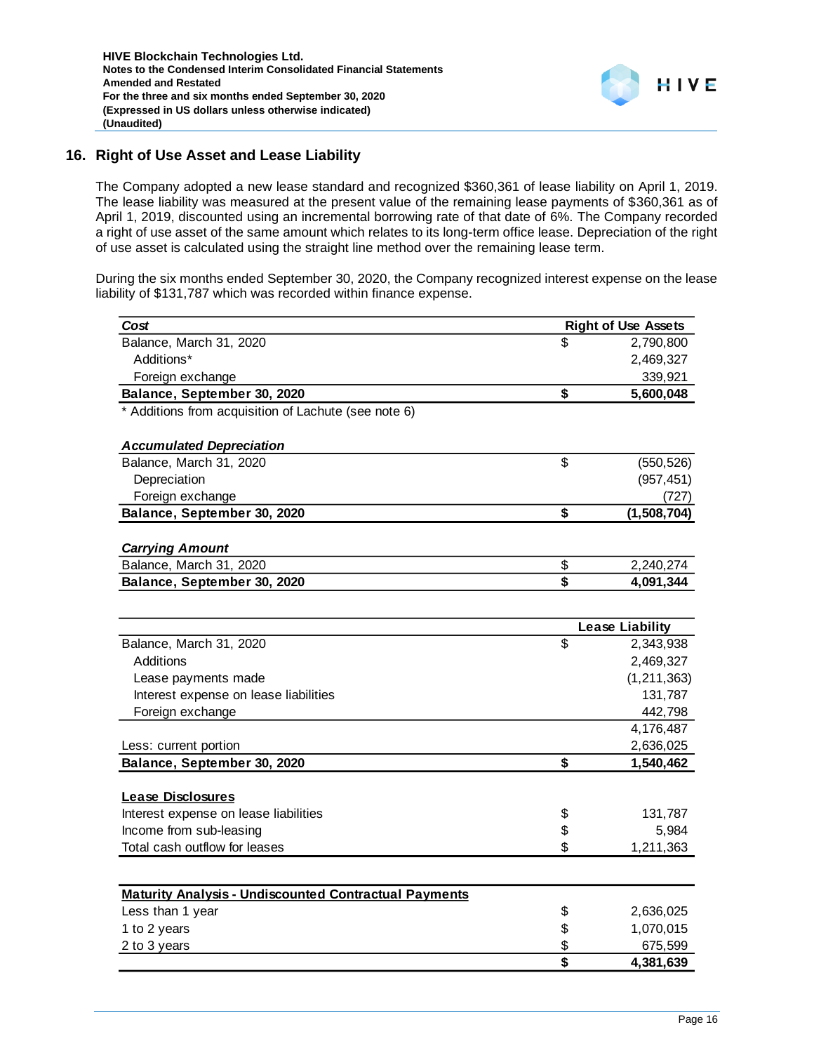## 16. Right of Use Asset and Lease Liability

The Company adopted a new lease standard and recognized $360,361 of lease liability on April 1, 2019. The lease liability was measured at the present value of the remaining lease payments of $360,361 as of April 1, 2019, discounted using an incremental borrowing rate of that date of 6%. The Company recorded a right of use asset of the same amount which relates to its long-term office lease. Depreciation of the right of use asset is calculated using the straight line method over the remaining lease term.

During the six months ended September 30, 2020, the Company recognized interest expense on the lease liability of $131,787 which was recorded within finance expense.

| *Cost* | | Right of Use Assets |
|---|---|---|
| Balance, March 31, 2020 | $ | 2,790,800 |
| Additions* | | 2,469,327 |
| Foreign exchange | | 339,921 |
| **Balance, September 30, 2020** | **$** | **5,600,048** |

\* Additions from acquisition of Lachute (see note 6)

| *Accumulated Depreciation* | | |
|---|---|---|
| Balance, March 31, 2020 | $ | (550,526) |
| Depreciation | | (957,451) |
| Foreign exchange | | (727) |
| **Balance, September 30, 2020** | **$** | **(1,508,704)** |

| *Carrying Amount* | | |
|---|---|---|
| Balance, March 31, 2020 | $ | 2,240,274 |
| **Balance, September 30, 2020** | **$** | **4,091,344** |

| | | Lease Liability |
|---|---|---|
| Balance, March 31, 2020 | $ | 2,343,938 |
| Additions | | 2,469,327 |
| Lease payments made | | (1,211,363) |
| Interest expense on lease liabilities | | 131,787 |
| Foreign exchange | | 442,798 |
| | | 4,176,487 |
| Less: current portion | | 2,636,025 |
| **Balance, September 30, 2020** | **$** | **1,540,462** |

| Lease Disclosures | | |
|---|---|---|
| Interest expense on lease liabilities | $ | 131,787 |
| Income from sub-leasing | $ | 5,984 |
| Total cash outflow for leases | $ | 1,211,363 |

| Maturity Analysis - Undiscounted Contractual Payments | | |
|---|---|---|
| Less than 1 year | $ | 2,636,025 |
| 1 to 2 years | $ | 1,070,015 |
| 2 to 3 years | $ | 675,599 |
| | **$** | **4,381,639** |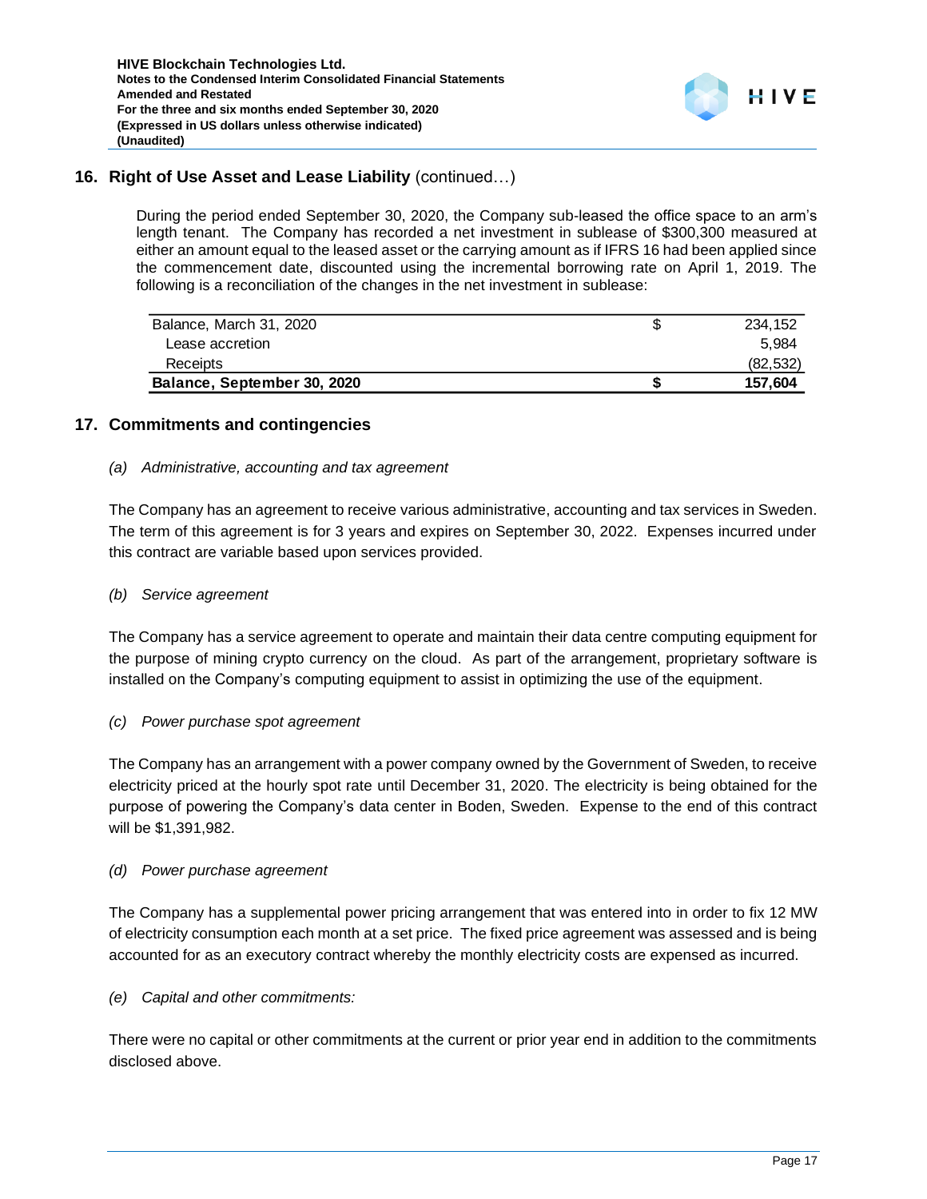## 16. Right of Use Asset and Lease Liability (continued…)

During the period ended September 30, 2020, the Company sub-leased the office space to an arm's length tenant. The Company has recorded a net investment in sublease of $300,300 measured at either an amount equal to the leased asset or the carrying amount as if IFRS 16 had been applied since the commencement date, discounted using the incremental borrowing rate on April 1, 2019. The following is a reconciliation of the changes in the net investment in sublease:

| | | |
|---|---|---|
| Balance, March 31, 2020 | $ | 234,152 |
| Lease accretion | | 5,984 |
| Receipts | | (82,532) |
| **Balance, September 30, 2020** | **$** | **157,604** |

## 17. Commitments and contingencies

*(a) Administrative, accounting and tax agreement*

The Company has an agreement to receive various administrative, accounting and tax services in Sweden. The term of this agreement is for 3 years and expires on September 30, 2022. Expenses incurred under this contract are variable based upon services provided.

*(b) Service agreement*

The Company has a service agreement to operate and maintain their data centre computing equipment for the purpose of mining crypto currency on the cloud. As part of the arrangement, proprietary software is installed on the Company's computing equipment to assist in optimizing the use of the equipment.

*(c) Power purchase spot agreement*

The Company has an arrangement with a power company owned by the Government of Sweden, to receive electricity priced at the hourly spot rate until December 31, 2020. The electricity is being obtained for the purpose of powering the Company's data center in Boden, Sweden. Expense to the end of this contract will be $1,391,982.

*(d) Power purchase agreement*

The Company has a supplemental power pricing arrangement that was entered into in order to fix 12 MW of electricity consumption each month at a set price. The fixed price agreement was assessed and is being accounted for as an executory contract whereby the monthly electricity costs are expensed as incurred.

*(e) Capital and other commitments:*

There were no capital or other commitments at the current or prior year end in addition to the commitments disclosed above.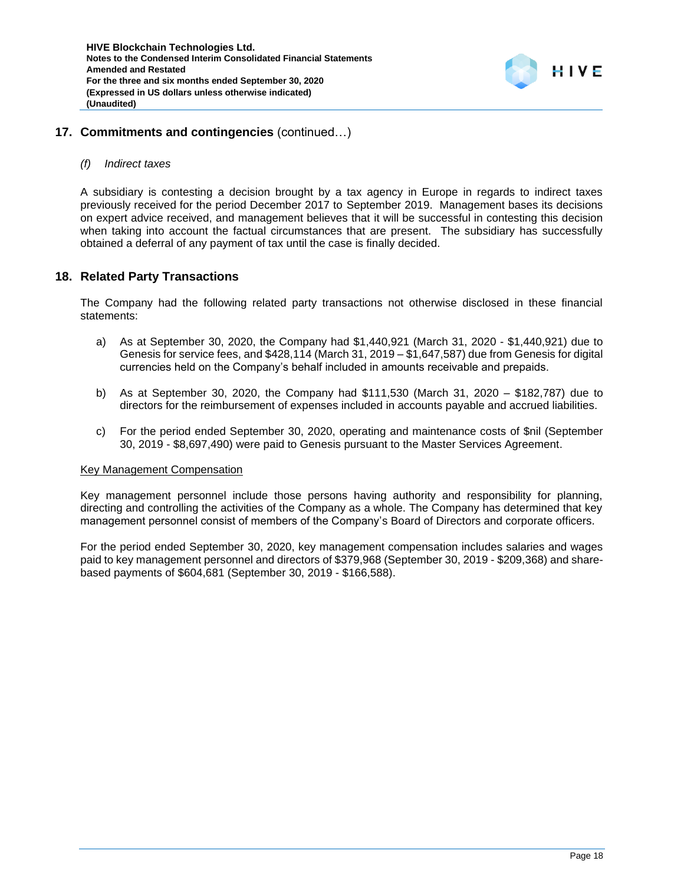## 17. Commitments and contingencies (continued…)

*(f) Indirect taxes*

A subsidiary is contesting a decision brought by a tax agency in Europe in regards to indirect taxes previously received for the period December 2017 to September 2019. Management bases its decisions on expert advice received, and management believes that it will be successful in contesting this decision when taking into account the factual circumstances that are present. The subsidiary has successfully obtained a deferral of any payment of tax until the case is finally decided.

## 18. Related Party Transactions

The Company had the following related party transactions not otherwise disclosed in these financial statements:

a) As at September 30, 2020, the Company had $1,440,921 (March 31, 2020 - $1,440,921) due to Genesis for service fees, and $428,114 (March 31, 2019 – $1,647,587) due from Genesis for digital currencies held on the Company's behalf included in amounts receivable and prepaids.

b) As at September 30, 2020, the Company had $111,530 (March 31, 2020 – $182,787) due to directors for the reimbursement of expenses included in accounts payable and accrued liabilities.

c) For the period ended September 30, 2020, operating and maintenance costs of $nil (September 30, 2019 - $8,697,490) were paid to Genesis pursuant to the Master Services Agreement.

<u>Key Management Compensation</u>

Key management personnel include those persons having authority and responsibility for planning, directing and controlling the activities of the Company as a whole. The Company has determined that key management personnel consist of members of the Company's Board of Directors and corporate officers.

For the period ended September 30, 2020, key management compensation includes salaries and wages paid to key management personnel and directors of $379,968 (September 30, 2019 - $209,368) and share-based payments of $604,681 (September 30, 2019 - $166,588).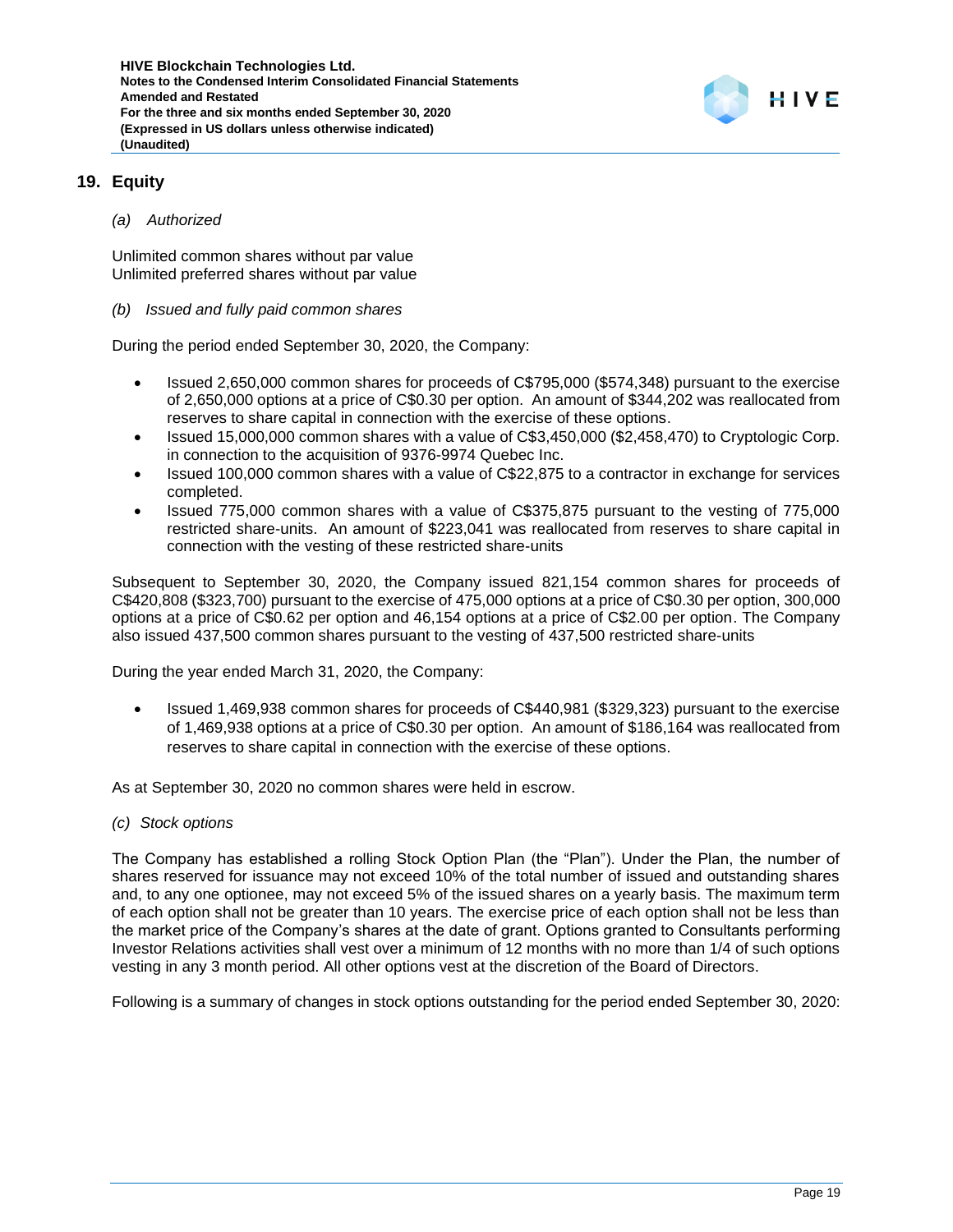## 19. Equity

*(a) Authorized*

Unlimited common shares without par value
Unlimited preferred shares without par value

*(b) Issued and fully paid common shares*

During the period ended September 30, 2020, the Company:

- Issued 2,650,000 common shares for proceeds of C$795,000 ($574,348) pursuant to the exercise of 2,650,000 options at a price of C$0.30 per option. An amount of $344,202 was reallocated from reserves to share capital in connection with the exercise of these options.
- Issued 15,000,000 common shares with a value of C$3,450,000 ($2,458,470) to Cryptologic Corp. in connection to the acquisition of 9376-9974 Quebec Inc.
- Issued 100,000 common shares with a value of C$22,875 to a contractor in exchange for services completed.
- Issued 775,000 common shares with a value of C$375,875 pursuant to the vesting of 775,000 restricted share-units. An amount of $223,041 was reallocated from reserves to share capital in connection with the vesting of these restricted share-units

Subsequent to September 30, 2020, the Company issued 821,154 common shares for proceeds of C$420,808 ($323,700) pursuant to the exercise of 475,000 options at a price of C$0.30 per option, 300,000 options at a price of C$0.62 per option and 46,154 options at a price of C$2.00 per option. The Company also issued 437,500 common shares pursuant to the vesting of 437,500 restricted share-units

During the year ended March 31, 2020, the Company:

- Issued 1,469,938 common shares for proceeds of C$440,981 ($329,323) pursuant to the exercise of 1,469,938 options at a price of C$0.30 per option. An amount of $186,164 was reallocated from reserves to share capital in connection with the exercise of these options.

As at September 30, 2020 no common shares were held in escrow.

*(c) Stock options*

The Company has established a rolling Stock Option Plan (the "Plan"). Under the Plan, the number of shares reserved for issuance may not exceed 10% of the total number of issued and outstanding shares and, to any one optionee, may not exceed 5% of the issued shares on a yearly basis. The maximum term of each option shall not be greater than 10 years. The exercise price of each option shall not be less than the market price of the Company's shares at the date of grant. Options granted to Consultants performing Investor Relations activities shall vest over a minimum of 12 months with no more than 1/4 of such options vesting in any 3 month period. All other options vest at the discretion of the Board of Directors.

Following is a summary of changes in stock options outstanding for the period ended September 30, 2020: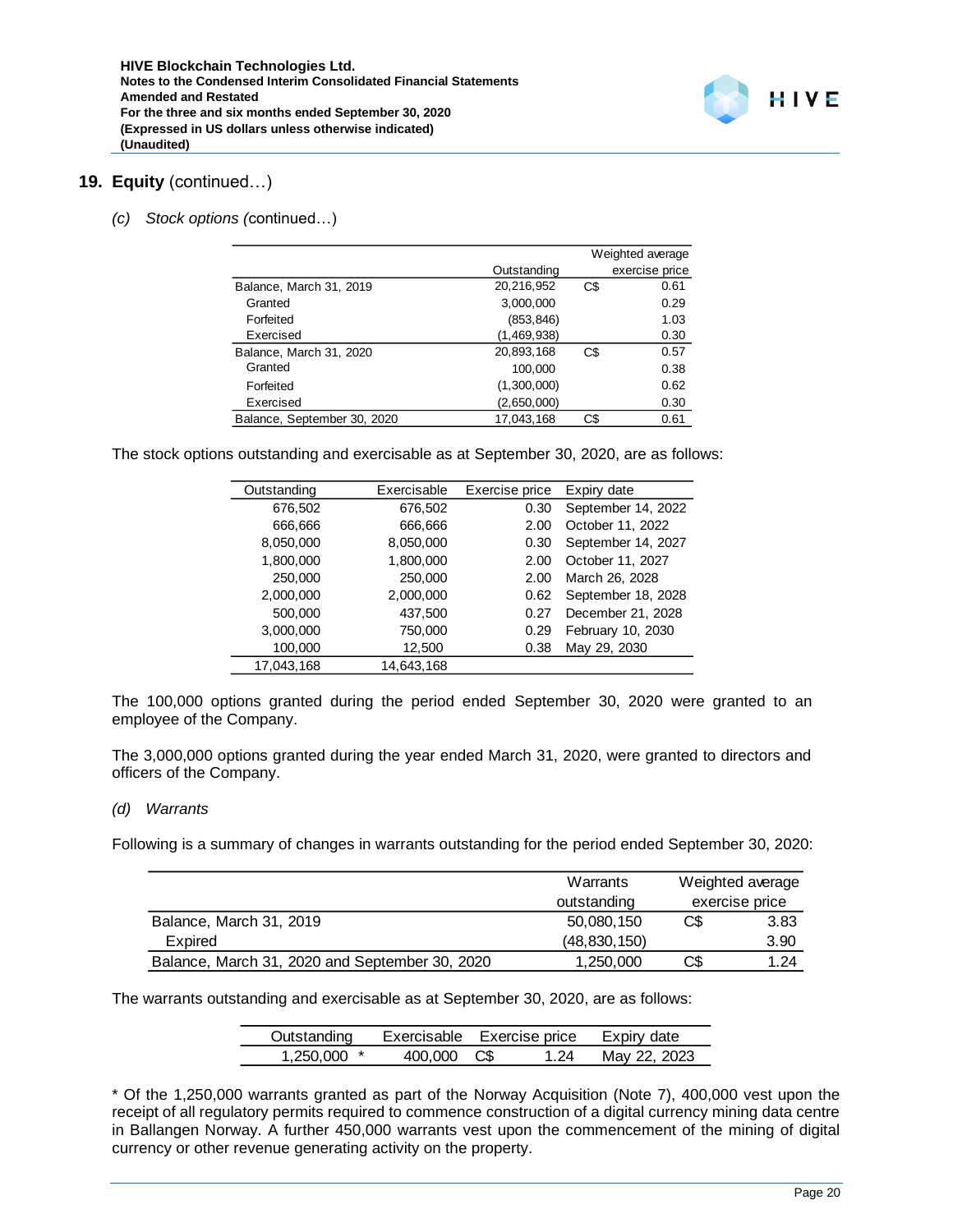## 19. Equity (continued…)

*(c) Stock options (continued…)*

| | Outstanding | Weighted average exercise price | |
|---|---|---|---|
| Balance, March 31, 2019 | 20,216,952 | C$ | 0.61 |
| Granted | 3,000,000 | | 0.29 |
| Forfeited | (853,846) | | 1.03 |
| Exercised | (1,469,938) | | 0.30 |
| Balance, March 31, 2020 | 20,893,168 | C$ | 0.57 |
| Granted | 100,000 | | 0.38 |
| Forfeited | (1,300,000) | | 0.62 |
| Exercised | (2,650,000) | | 0.30 |
| Balance, September 30, 2020 | 17,043,168 | C$ | 0.61 |

The stock options outstanding and exercisable as at September 30, 2020, are as follows:

| Outstanding | Exercisable | Exercise price | Expiry date |
|---|---|---|---|
| 676,502 | 676,502 | 0.30 | September 14, 2022 |
| 666,666 | 666,666 | 2.00 | October 11, 2022 |
| 8,050,000 | 8,050,000 | 0.30 | September 14, 2027 |
| 1,800,000 | 1,800,000 | 2.00 | October 11, 2027 |
| 250,000 | 250,000 | 2.00 | March 26, 2028 |
| 2,000,000 | 2,000,000 | 0.62 | September 18, 2028 |
| 500,000 | 437,500 | 0.27 | December 21, 2028 |
| 3,000,000 | 750,000 | 0.29 | February 10, 2030 |
| 100,000 | 12,500 | 0.38 | May 29, 2030 |
| 17,043,168 | 14,643,168 | | |

The 100,000 options granted during the period ended September 30, 2020 were granted to an employee of the Company.

The 3,000,000 options granted during the year ended March 31, 2020, were granted to directors and officers of the Company.

*(d) Warrants*

Following is a summary of changes in warrants outstanding for the period ended September 30, 2020:

| | Warrants outstanding | Weighted average exercise price | |
|---|---|---|---|
| Balance, March 31, 2019 | 50,080,150 | C$ | 3.83 |
| Expired | (48,830,150) | | 3.90 |
| Balance, March 31, 2020 and September 30, 2020 | 1,250,000 | C$ | 1.24 |

The warrants outstanding and exercisable as at September 30, 2020, are as follows:

| Outstanding | Exercisable | Exercise price | | Expiry date |
|---|---|---|---|---|
| 1,250,000 * | 400,000 | C$ | 1.24 | May 22, 2023 |

* Of the 1,250,000 warrants granted as part of the Norway Acquisition (Note 7), 400,000 vest upon the receipt of all regulatory permits required to commence construction of a digital currency mining data centre in Ballangen Norway. A further 450,000 warrants vest upon the commencement of the mining of digital currency or other revenue generating activity on the property.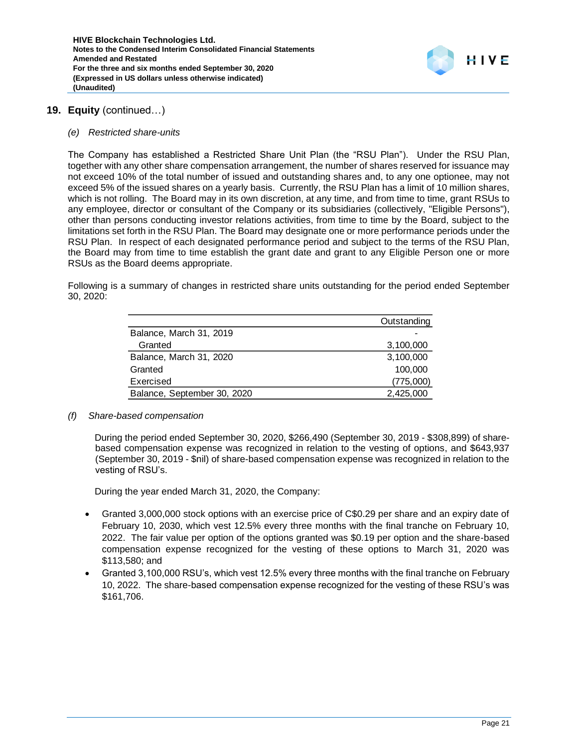## 19. Equity (continued…)

### (e) *Restricted share-units*

The Company has established a Restricted Share Unit Plan (the "RSU Plan"). Under the RSU Plan, together with any other share compensation arrangement, the number of shares reserved for issuance may not exceed 10% of the total number of issued and outstanding shares and, to any one optionee, may not exceed 5% of the issued shares on a yearly basis. Currently, the RSU Plan has a limit of 10 million shares, which is not rolling. The Board may in its own discretion, at any time, and from time to time, grant RSUs to any employee, director or consultant of the Company or its subsidiaries (collectively, "Eligible Persons"), other than persons conducting investor relations activities, from time to time by the Board, subject to the limitations set forth in the RSU Plan. The Board may designate one or more performance periods under the RSU Plan. In respect of each designated performance period and subject to the terms of the RSU Plan, the Board may from time to time establish the grant date and grant to any Eligible Person one or more RSUs as the Board deems appropriate.

Following is a summary of changes in restricted share units outstanding for the period ended September 30, 2020:

| | Outstanding |
|---|---|
| Balance, March 31, 2019 | - |
| Granted | 3,100,000 |
| Balance, March 31, 2020 | 3,100,000 |
| Granted | 100,000 |
| Exercised | (775,000) |
| Balance, September 30, 2020 | 2,425,000 |

### (f) *Share-based compensation*

During the period ended September 30, 2020, $266,490 (September 30, 2019 - $308,899) of share-based compensation expense was recognized in relation to the vesting of options, and $643,937 (September 30, 2019 - $nil) of share-based compensation expense was recognized in relation to the vesting of RSU's.

During the year ended March 31, 2020, the Company:

- Granted 3,000,000 stock options with an exercise price of C$0.29 per share and an expiry date of February 10, 2030, which vest 12.5% every three months with the final tranche on February 10, 2022. The fair value per option of the options granted was $0.19 per option and the share-based compensation expense recognized for the vesting of these options to March 31, 2020 was $113,580; and
- Granted 3,100,000 RSU's, which vest 12.5% every three months with the final tranche on February 10, 2022. The share-based compensation expense recognized for the vesting of these RSU's was $161,706.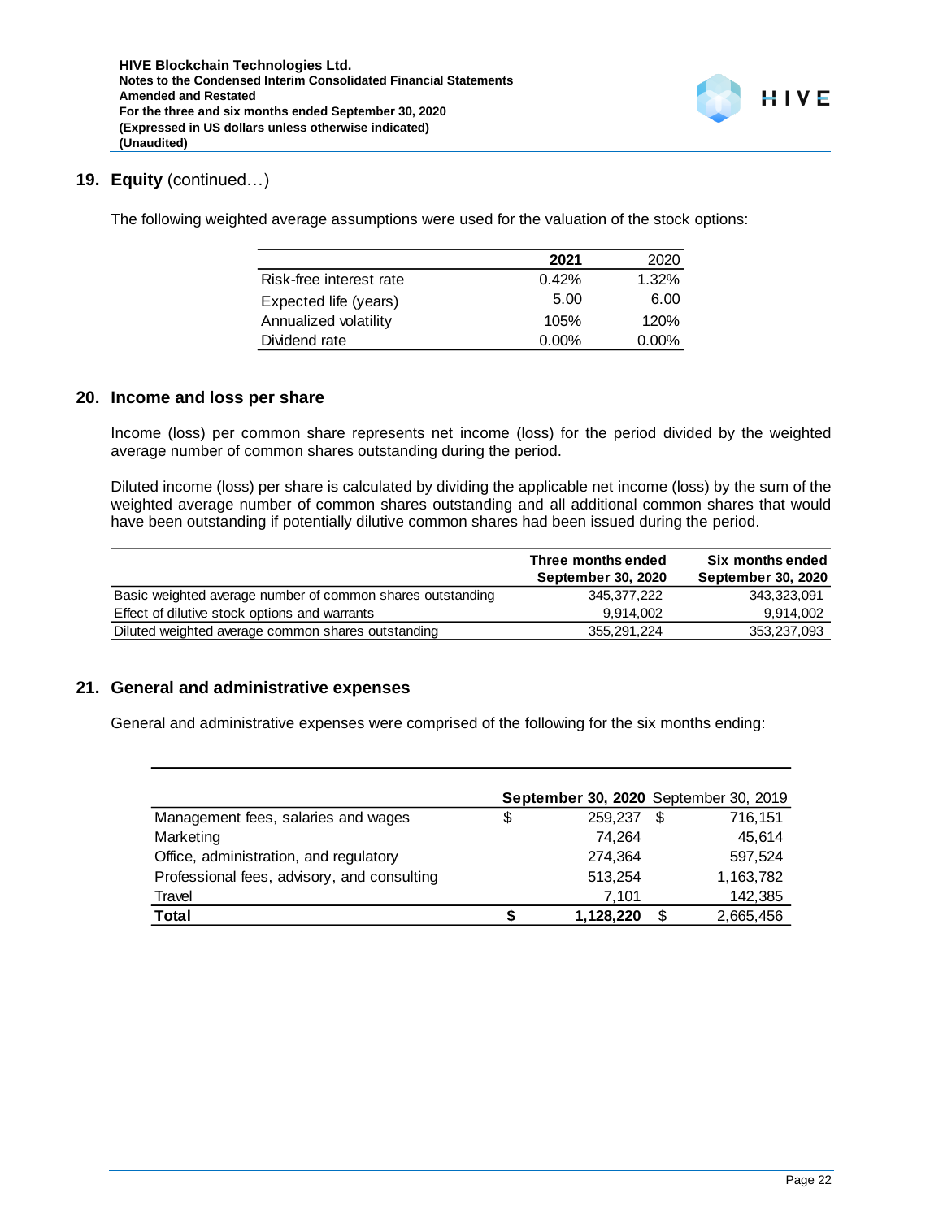## 19. Equity (continued…)

The following weighted average assumptions were used for the valuation of the stock options:

| | 2021 | 2020 |
|---|---|---|
| Risk-free interest rate | 0.42% | 1.32% |
| Expected life (years) | 5.00 | 6.00 |
| Annualized volatility | 105% | 120% |
| Dividend rate | 0.00% | 0.00% |

## 20. Income and loss per share

Income (loss) per common share represents net income (loss) for the period divided by the weighted average number of common shares outstanding during the period.

Diluted income (loss) per share is calculated by dividing the applicable net income (loss) by the sum of the weighted average number of common shares outstanding and all additional common shares that would have been outstanding if potentially dilutive common shares had been issued during the period.

| | Three months ended September 30, 2020 | Six months ended September 30, 2020 |
|---|---|---|
| Basic weighted average number of common shares outstanding | 345,377,222 | 343,323,091 |
| Effect of dilutive stock options and warrants | 9,914,002 | 9,914,002 |
| Diluted weighted average common shares outstanding | 355,291,224 | 353,237,093 |

## 21. General and administrative expenses

General and administrative expenses were comprised of the following for the six months ending:

| | September 30, 2020 | September 30, 2019 |
|---|---|---|
| Management fees, salaries and wages | $ 259,237 | $ 716,151 |
| Marketing | 74,264 | 45,614 |
| Office, administration, and regulatory | 274,364 | 597,524 |
| Professional fees, advisory, and consulting | 513,254 | 1,163,782 |
| Travel | 7,101 | 142,385 |
| **Total** | **$ 1,128,220** | $ 2,665,456 |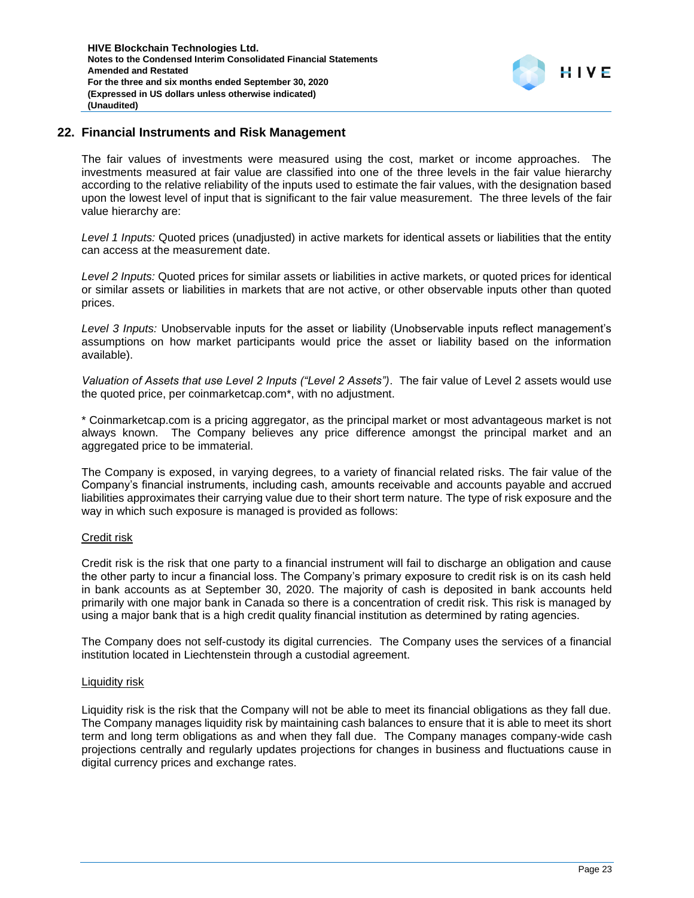## 22. Financial Instruments and Risk Management

The fair values of investments were measured using the cost, market or income approaches. The investments measured at fair value are classified into one of the three levels in the fair value hierarchy according to the relative reliability of the inputs used to estimate the fair values, with the designation based upon the lowest level of input that is significant to the fair value measurement. The three levels of the fair value hierarchy are:

*Level 1 Inputs:* Quoted prices (unadjusted) in active markets for identical assets or liabilities that the entity can access at the measurement date.

*Level 2 Inputs:* Quoted prices for similar assets or liabilities in active markets, or quoted prices for identical or similar assets or liabilities in markets that are not active, or other observable inputs other than quoted prices.

*Level 3 Inputs:* Unobservable inputs for the asset or liability (Unobservable inputs reflect management's assumptions on how market participants would price the asset or liability based on the information available).

*Valuation of Assets that use Level 2 Inputs ("Level 2 Assets")*. The fair value of Level 2 assets would use the quoted price, per coinmarketcap.com*, with no adjustment.

\* Coinmarketcap.com is a pricing aggregator, as the principal market or most advantageous market is not always known. The Company believes any price difference amongst the principal market and an aggregated price to be immaterial.

The Company is exposed, in varying degrees, to a variety of financial related risks. The fair value of the Company's financial instruments, including cash, amounts receivable and accounts payable and accrued liabilities approximates their carrying value due to their short term nature. The type of risk exposure and the way in which such exposure is managed is provided as follows:

<u>Credit risk</u>

Credit risk is the risk that one party to a financial instrument will fail to discharge an obligation and cause the other party to incur a financial loss. The Company's primary exposure to credit risk is on its cash held in bank accounts as at September 30, 2020. The majority of cash is deposited in bank accounts held primarily with one major bank in Canada so there is a concentration of credit risk. This risk is managed by using a major bank that is a high credit quality financial institution as determined by rating agencies.

The Company does not self-custody its digital currencies. The Company uses the services of a financial institution located in Liechtenstein through a custodial agreement.

<u>Liquidity risk</u>

Liquidity risk is the risk that the Company will not be able to meet its financial obligations as they fall due. The Company manages liquidity risk by maintaining cash balances to ensure that it is able to meet its short term and long term obligations as and when they fall due. The Company manages company-wide cash projections centrally and regularly updates projections for changes in business and fluctuations cause in digital currency prices and exchange rates.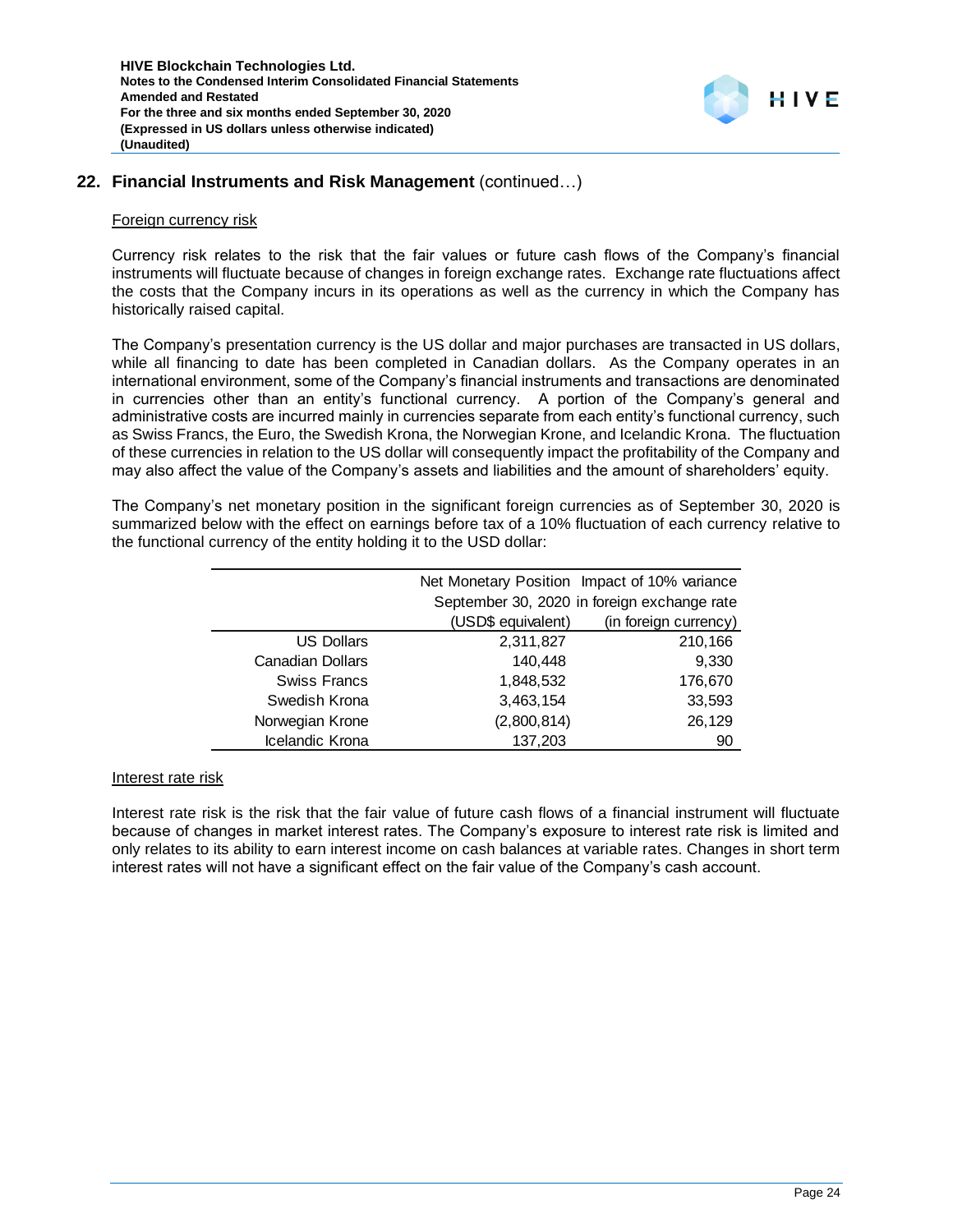## 22. Financial Instruments and Risk Management (continued…)

Foreign currency risk

Currency risk relates to the risk that the fair values or future cash flows of the Company's financial instruments will fluctuate because of changes in foreign exchange rates. Exchange rate fluctuations affect the costs that the Company incurs in its operations as well as the currency in which the Company has historically raised capital.

The Company's presentation currency is the US dollar and major purchases are transacted in US dollars, while all financing to date has been completed in Canadian dollars. As the Company operates in an international environment, some of the Company's financial instruments and transactions are denominated in currencies other than an entity's functional currency. A portion of the Company's general and administrative costs are incurred mainly in currencies separate from each entity's functional currency, such as Swiss Francs, the Euro, the Swedish Krona, the Norwegian Krone, and Icelandic Krona. The fluctuation of these currencies in relation to the US dollar will consequently impact the profitability of the Company and may also affect the value of the Company's assets and liabilities and the amount of shareholders' equity.

The Company's net monetary position in the significant foreign currencies as of September 30, 2020 is summarized below with the effect on earnings before tax of a 10% fluctuation of each currency relative to the functional currency of the entity holding it to the USD dollar:

| | Net Monetary Position September 30, 2020 (USD$ equivalent) | Impact of 10% variance in foreign exchange rate (in foreign currency) |
|---|---|---|
| US Dollars | 2,311,827 | 210,166 |
| Canadian Dollars | 140,448 | 9,330 |
| Swiss Francs | 1,848,532 | 176,670 |
| Swedish Krona | 3,463,154 | 33,593 |
| Norwegian Krone | (2,800,814) | 26,129 |
| Icelandic Krona | 137,203 | 90 |

Interest rate risk

Interest rate risk is the risk that the fair value of future cash flows of a financial instrument will fluctuate because of changes in market interest rates. The Company's exposure to interest rate risk is limited and only relates to its ability to earn interest income on cash balances at variable rates. Changes in short term interest rates will not have a significant effect on the fair value of the Company's cash account.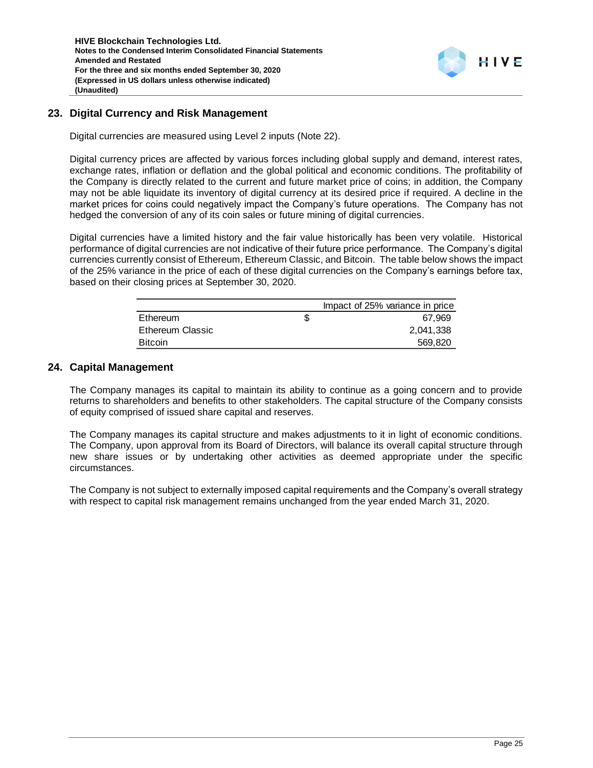## 23. Digital Currency and Risk Management

Digital currencies are measured using Level 2 inputs (Note 22).

Digital currency prices are affected by various forces including global supply and demand, interest rates, exchange rates, inflation or deflation and the global political and economic conditions. The profitability of the Company is directly related to the current and future market price of coins; in addition, the Company may not be able liquidate its inventory of digital currency at its desired price if required. A decline in the market prices for coins could negatively impact the Company's future operations. The Company has not hedged the conversion of any of its coin sales or future mining of digital currencies.

Digital currencies have a limited history and the fair value historically has been very volatile. Historical performance of digital currencies are not indicative of their future price performance. The Company's digital currencies currently consist of Ethereum, Ethereum Classic, and Bitcoin. The table below shows the impact of the 25% variance in the price of each of these digital currencies on the Company's earnings before tax, based on their closing prices at September 30, 2020.

| | Impact of 25% variance in price |
|---|---|
| Ethereum | $ 67,969 |
| Ethereum Classic | 2,041,338 |
| Bitcoin | 569,820 |

## 24. Capital Management

The Company manages its capital to maintain its ability to continue as a going concern and to provide returns to shareholders and benefits to other stakeholders. The capital structure of the Company consists of equity comprised of issued share capital and reserves.

The Company manages its capital structure and makes adjustments to it in light of economic conditions. The Company, upon approval from its Board of Directors, will balance its overall capital structure through new share issues or by undertaking other activities as deemed appropriate under the specific circumstances.

The Company is not subject to externally imposed capital requirements and the Company's overall strategy with respect to capital risk management remains unchanged from the year ended March 31, 2020.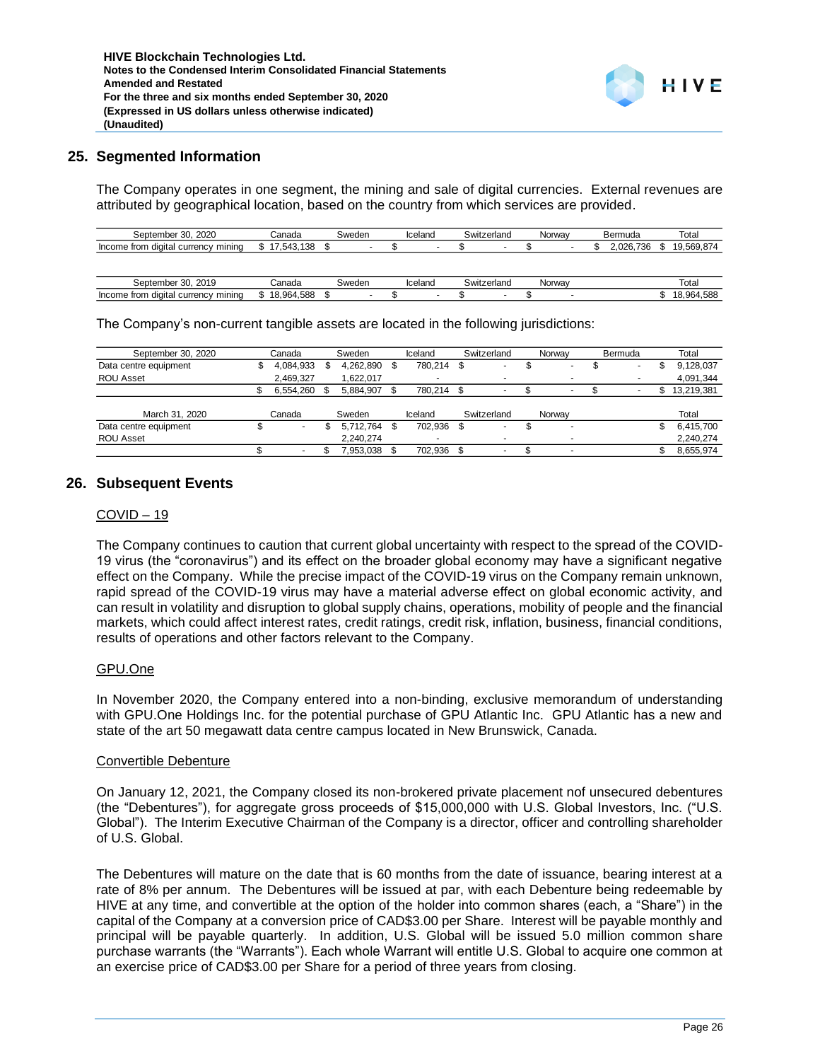## 25. Segmented Information

The Company operates in one segment, the mining and sale of digital currencies. External revenues are attributed by geographical location, based on the country from which services are provided.

| September 30, 2020 | Canada | Sweden | Iceland | Switzerland | Norway | Bermuda | Total |
|---|---|---|---|---|---|---|---|
| Income from digital currency mining | $ 17,543,138 | $ - | $ - | $ - | $ - | $ 2,026,736 | $ 19,569,874 |

| September 30, 2019 | Canada | Sweden | Iceland | Switzerland | Norway | Total |
|---|---|---|---|---|---|---|
| Income from digital currency mining | $ 18,964,588 | $ - | $ - | $ - | $ - | $ 18,964,588 |

The Company's non-current tangible assets are located in the following jurisdictions:

| September 30, 2020 | Canada | Sweden | Iceland | Switzerland | Norway | Bermuda | Total |
|---|---|---|---|---|---|---|---|
| Data centre equipment | $ 4,084,933 | $ 4,262,890 | $ 780,214 | $ - | $ - | $ - | $ 9,128,037 |
| ROU Asset | 2,469,327 | 1,622,017 | - | - | - | - | 4,091,344 |
| | $ 6,554,260 | $ 5,884,907 | $ 780,214 | $ - | $ - | $ - | $ 13,219,381 |

| March 31, 2020 | Canada | Sweden | Iceland | Switzerland | Norway | Total |
|---|---|---|---|---|---|---|
| Data centre equipment | $ - | $ 5,712,764 | $ 702,936 | $ - | $ - | $ 6,415,700 |
| ROU Asset | | 2,240,274 | - | - | - | 2,240,274 |
| | $ - | $ 7,953,038 | $ 702,936 | $ - | $ - | $ 8,655,974 |

## 26. Subsequent Events

COVID – 19

The Company continues to caution that current global uncertainty with respect to the spread of the COVID-19 virus (the "coronavirus") and its effect on the broader global economy may have a significant negative effect on the Company. While the precise impact of the COVID-19 virus on the Company remain unknown, rapid spread of the COVID-19 virus may have a material adverse effect on global economic activity, and can result in volatility and disruption to global supply chains, operations, mobility of people and the financial markets, which could affect interest rates, credit ratings, credit risk, inflation, business, financial conditions, results of operations and other factors relevant to the Company.

GPU.One

In November 2020, the Company entered into a non-binding, exclusive memorandum of understanding with GPU.One Holdings Inc. for the potential purchase of GPU Atlantic Inc. GPU Atlantic has a new and state of the art 50 megawatt data centre campus located in New Brunswick, Canada.

Convertible Debenture

On January 12, 2021, the Company closed its non-brokered private placement nof unsecured debentures (the "Debentures"), for aggregate gross proceeds of $15,000,000 with U.S. Global Investors, Inc. ("U.S. Global"). The Interim Executive Chairman of the Company is a director, officer and controlling shareholder of U.S. Global.

The Debentures will mature on the date that is 60 months from the date of issuance, bearing interest at a rate of 8% per annum. The Debentures will be issued at par, with each Debenture being redeemable by HIVE at any time, and convertible at the option of the holder into common shares (each, a "Share") in the capital of the Company at a conversion price of CAD$3.00 per Share. Interest will be payable monthly and principal will be payable quarterly. In addition, U.S. Global will be issued 5.0 million common share purchase warrants (the "Warrants"). Each whole Warrant will entitle U.S. Global to acquire one common at an exercise price of CAD$3.00 per Share for a period of three years from closing.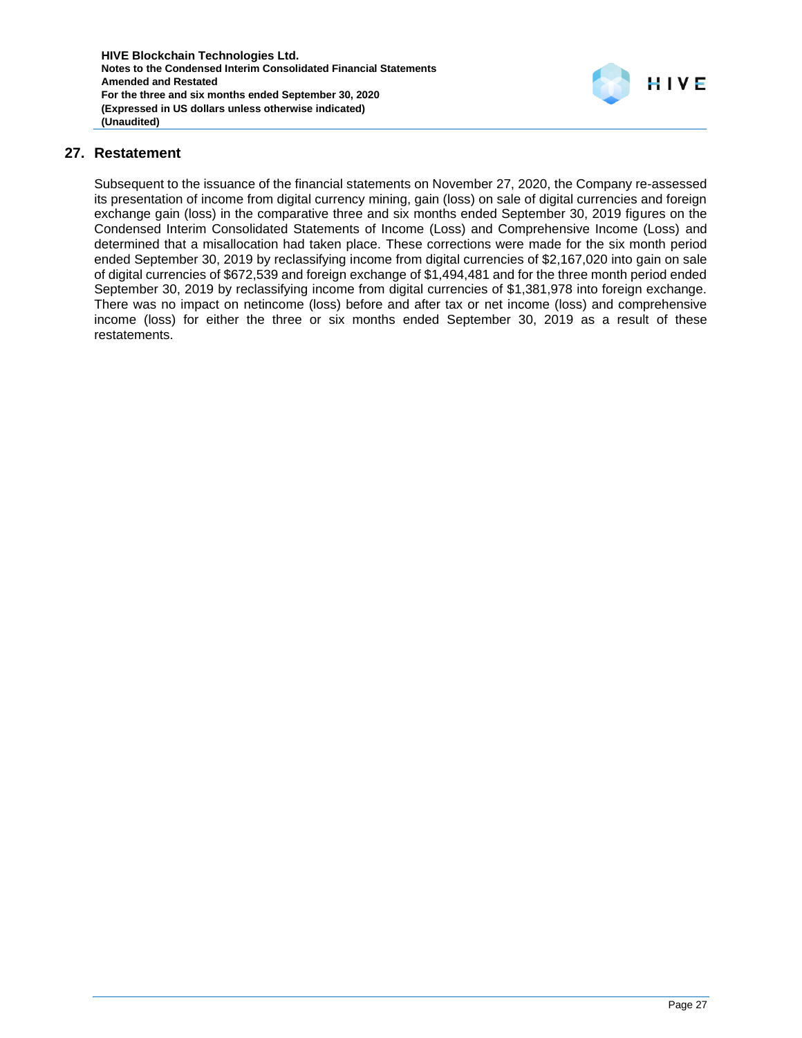## 27. Restatement

Subsequent to the issuance of the financial statements on November 27, 2020, the Company re-assessed its presentation of income from digital currency mining, gain (loss) on sale of digital currencies and foreign exchange gain (loss) in the comparative three and six months ended September 30, 2019 figures on the Condensed Interim Consolidated Statements of Income (Loss) and Comprehensive Income (Loss) and determined that a misallocation had taken place. These corrections were made for the six month period ended September 30, 2019 by reclassifying income from digital currencies of $2,167,020 into gain on sale of digital currencies of $672,539 and foreign exchange of $1,494,481 and for the three month period ended September 30, 2019 by reclassifying income from digital currencies of $1,381,978 into foreign exchange. There was no impact on netincome (loss) before and after tax or net income (loss) and comprehensive income (loss) for either the three or six months ended September 30, 2019 as a result of these restatements.